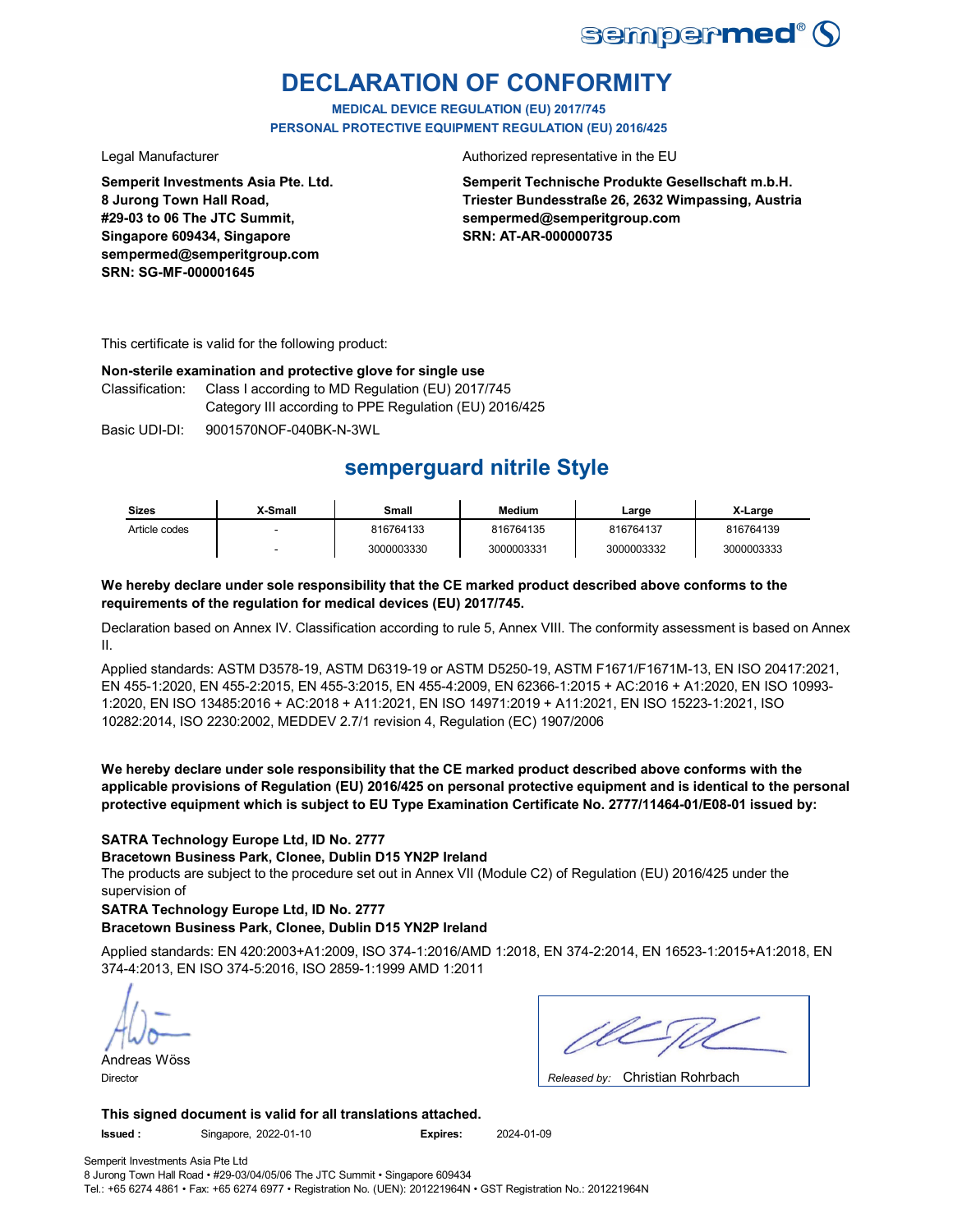# DECLARATION OF CONFORMITY

**MEDICAL DEVICE REGULATION (EU) 2017/745**
**PERSONAL PROTECTIVE EQUIPMENT REGULATION (EU) 2016/425**

Legal Manufacturer

**Semperit Investments Asia Pte. Ltd.**
**8 Jurong Town Hall Road,**
**#29-03 to 06 The JTC Summit,**
**Singapore 609434, Singapore**
**sempermed@semperitgroup.com**
**SRN: SG-MF-000001645**

Authorized representative in the EU

**Semperit Technische Produkte Gesellschaft m.b.H.**
**Triester Bundesstraße 26, 2632 Wimpassing, Austria**
**sempermed@semperitgroup.com**
**SRN: AT-AR-000000735**

This certificate is valid for the following product:

**Non-sterile examination and protective glove for single use**

Classification: Class I according to MD Regulation (EU) 2017/745
Category III according to PPE Regulation (EU) 2016/425

Basic UDI-DI: 9001570NOF-040BK-N-3WL

## semperguard nitrile Style

| Sizes | X-Small | Small | Medium | Large | X-Large |
|---|---|---|---|---|---|
| Article codes | - | 816764133 | 816764135 | 816764137 | 816764139 |
| | - | 3000003330 | 3000003331 | 3000003332 | 3000003333 |

**We hereby declare under sole responsibility that the CE marked product described above conforms to the requirements of the regulation for medical devices (EU) 2017/745.**

Declaration based on Annex IV. Classification according to rule 5, Annex VIII. The conformity assessment is based on Annex II.

Applied standards: ASTM D3578-19, ASTM D6319-19 or ASTM D5250-19, ASTM F1671/F1671M-13, EN ISO 20417:2021, EN 455-1:2020, EN 455-2:2015, EN 455-3:2015, EN 455-4:2009, EN 62366-1:2015 + AC:2016 + A1:2020, EN ISO 10993-1:2020, EN ISO 13485:2016 + AC:2018 + A11:2021, EN ISO 14971:2019 + A11:2021, EN ISO 15223-1:2021, ISO 10282:2014, ISO 2230:2002, MEDDEV 2.7/1 revision 4, Regulation (EC) 1907/2006

**We hereby declare under sole responsibility that the CE marked product described above conforms with the applicable provisions of Regulation (EU) 2016/425 on personal protective equipment and is identical to the personal protective equipment which is subject to EU Type Examination Certificate No. 2777/11464-01/E08-01 issued by:**

**SATRA Technology Europe Ltd, ID No. 2777**
**Bracetown Business Park, Clonee, Dublin D15 YN2P Ireland**
The products are subject to the procedure set out in Annex VII (Module C2) of Regulation (EU) 2016/425 under the supervision of
**SATRA Technology Europe Ltd, ID No. 2777**
**Bracetown Business Park, Clonee, Dublin D15 YN2P Ireland**

Applied standards: EN 420:2003+A1:2009, ISO 374-1:2016/AMD 1:2018, EN 374-2:2014, EN 16523-1:2015+A1:2018, EN 374-4:2013, EN ISO 374-5:2016, ISO 2859-1:1999 AMD 1:2011

Andreas Wöss
Director

*Released by:* Christian Rohrbach

**This signed document is valid for all translations attached.**

**Issued :** Singapore, 2022-01-10 **Expires:** 2024-01-09

Semperit Investments Asia Pte Ltd
8 Jurong Town Hall Road • #29-03/04/05/06 The JTC Summit • Singapore 609434
Tel.: +65 6274 4861 • Fax: +65 6274 6977 • Registration No. (UEN): 201221964N • GST Registration No.: 201221964N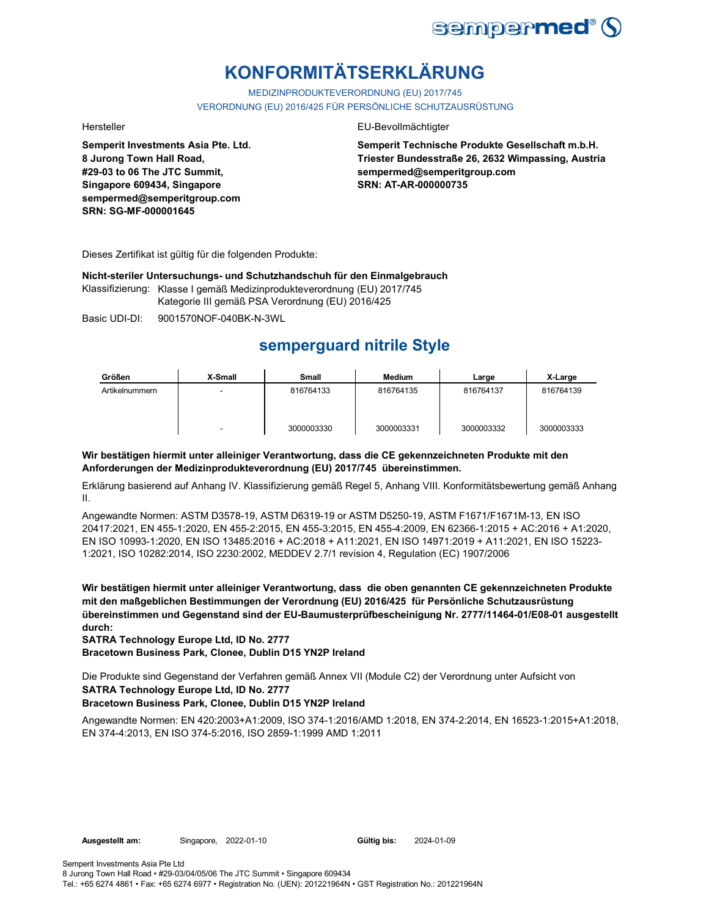# KONFORMITÄTSERKLÄRUNG

MEDIZINPRODUKTEVERORDNUNG (EU) 2017/745

VERORDNUNG (EU) 2016/425 FÜR PERSÖNLICHE SCHUTZAUSRÜSTUNG

Hersteller

**Semperit Investments Asia Pte. Ltd.**
**8 Jurong Town Hall Road,**
**#29-03 to 06 The JTC Summit,**
**Singapore 609434, Singapore**
**sempermed@semperitgroup.com**
**SRN: SG-MF-000001645**

EU-Bevollmächtigter

**Semperit Technische Produkte Gesellschaft m.b.H.**
**Triester Bundesstraße 26, 2632 Wimpassing, Austria**
**sempermed@semperitgroup.com**
**SRN: AT-AR-000000735**

Dieses Zertifikat ist gültig für die folgenden Produkte:

**Nicht-steriler Untersuchungs- und Schutzhandschuh für den Einmalgebrauch**

Klassifizierung: Klasse I gemäß Medizinprodukteverordnung (EU) 2017/745
Kategorie III gemäß PSA Verordnung (EU) 2016/425

Basic UDI-DI: 9001570NOF-040BK-N-3WL

## semperguard nitrile Style

| Größen | X-Small | Small | Medium | Large | X-Large |
|---|---|---|---|---|---|
| Artikelnummern | - | 816764133 | 816764135 | 816764137 | 816764139 |
| | - | 3000003330 | 3000003331 | 3000003332 | 3000003333 |

**Wir bestätigen hiermit unter alleiniger Verantwortung, dass die CE gekennzeichneten Produkte mit den Anforderungen der Medizinprodukteverordnung (EU) 2017/745 übereinstimmen.**

Erklärung basierend auf Anhang IV. Klassifizierung gemäß Regel 5, Anhang VIII. Konformitätsbewertung gemäß Anhang II.

Angewandte Normen: ASTM D3578-19, ASTM D6319-19 or ASTM D5250-19, ASTM F1671/F1671M-13, EN ISO 20417:2021, EN 455-1:2020, EN 455-2:2015, EN 455-3:2015, EN 455-4:2009, EN 62366-1:2015 + AC:2016 + A1:2020, EN ISO 10993-1:2020, EN ISO 13485:2016 + AC:2018 + A11:2021, EN ISO 14971:2019 + A11:2021, EN ISO 15223-1:2021, ISO 10282:2014, ISO 2230:2002, MEDDEV 2.7/1 revision 4, Regulation (EC) 1907/2006

**Wir bestätigen hiermit unter alleiniger Verantwortung, dass die oben genannten CE gekennzeichneten Produkte mit den maßgeblichen Bestimmungen der Verordnung (EU) 2016/425 für Persönliche Schutzausrüstung übereinstimmen und Gegenstand sind der EU-Baumusterprüfbescheinigung Nr. 2777/11464-01/E08-01 ausgestellt durch:**
**SATRA Technology Europe Ltd, ID No. 2777**
**Bracetown Business Park, Clonee, Dublin D15 YN2P Ireland**

Die Produkte sind Gegenstand der Verfahren gemäß Annex VII (Module C2) der Verordnung unter Aufsicht von
**SATRA Technology Europe Ltd, ID No. 2777**
**Bracetown Business Park, Clonee, Dublin D15 YN2P Ireland**

Angewandte Normen: EN 420:2003+A1:2009, ISO 374-1:2016/AMD 1:2018, EN 374-2:2014, EN 16523-1:2015+A1:2018, EN 374-4:2013, EN ISO 374-5:2016, ISO 2859-1:1999 AMD 1:2011

**Ausgestellt am:** Singapore, 2022-01-10 **Gültig bis:** 2024-01-09

Semperit Investments Asia Pte Ltd
8 Jurong Town Hall Road • #29-03/04/05/06 The JTC Summit • Singapore 609434
Tel.: +65 6274 4861 • Fax: +65 6274 6977 • Registration No. (UEN): 201221964N • GST Registration No.: 201221964N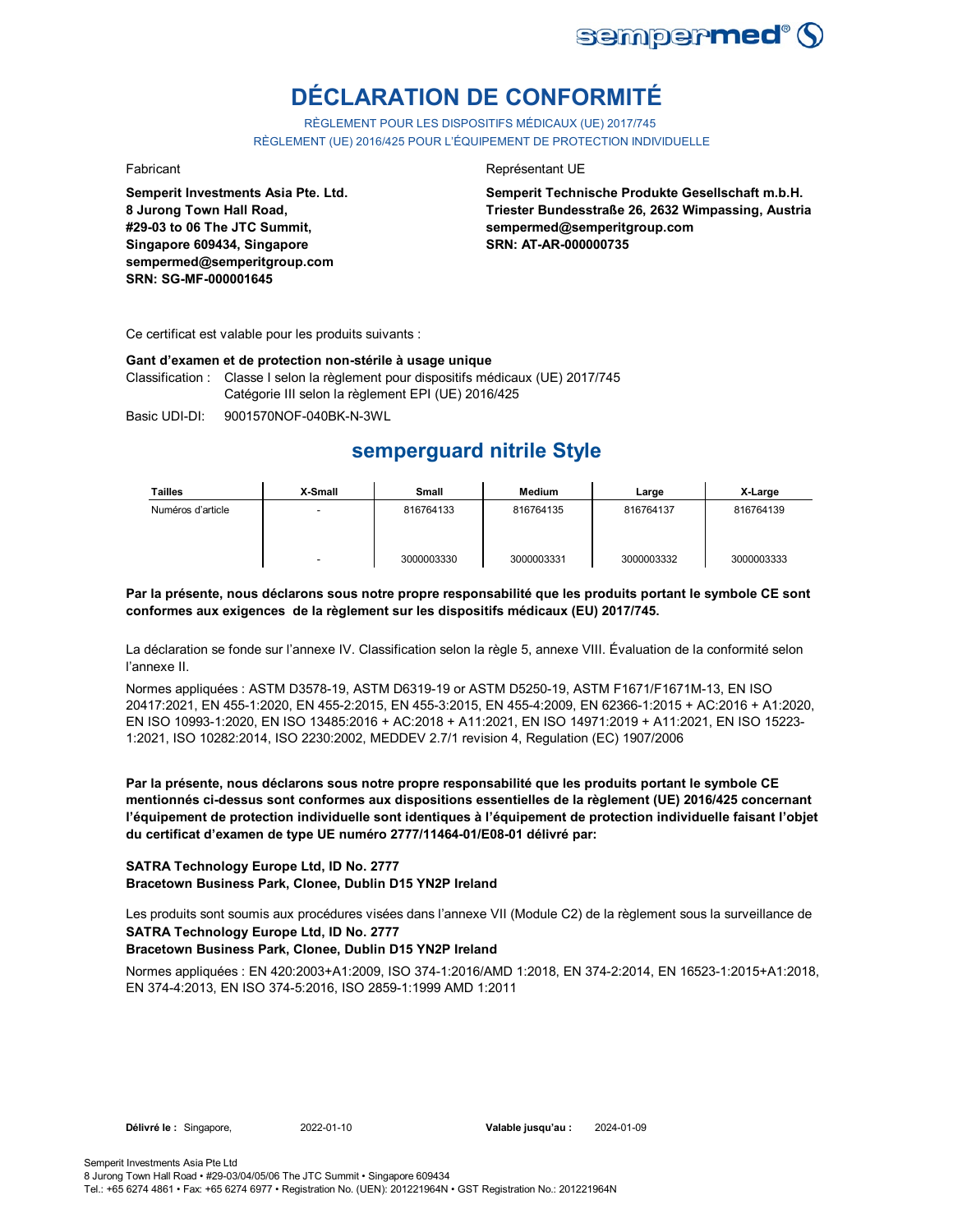# DÉCLARATION DE CONFORMITÉ

RÈGLEMENT POUR LES DISPOSITIFS MÉDICAUX (UE) 2017/745
RÈGLEMENT (UE) 2016/425 POUR L'ÉQUIPEMENT DE PROTECTION INDIVIDUELLE

Fabricant

**Semperit Investments Asia Pte. Ltd.**
**8 Jurong Town Hall Road,**
**#29-03 to 06 The JTC Summit,**
**Singapore 609434, Singapore**
**sempermed@semperitgroup.com**
**SRN: SG-MF-000001645**

Représentant UE

**Semperit Technische Produkte Gesellschaft m.b.H.**
**Triester Bundesstraße 26, 2632 Wimpassing, Austria**
**sempermed@semperitgroup.com**
**SRN: AT-AR-000000735**

Ce certificat est valable pour les produits suivants :

**Gant d'examen et de protection non-stérile à usage unique**

Classification : Classe I selon la règlement pour dispositifs médicaux (UE) 2017/745
Catégorie III selon la règlement EPI (UE) 2016/425

Basic UDI-DI: 9001570NOF-040BK-N-3WL

## semperguard nitrile Style

| Tailles | X-Small | Small | Medium | Large | X-Large |
|---|---|---|---|---|---|
| Numéros d'article | - | 816764133 | 816764135 | 816764137 | 816764139 |
| | - | 3000003330 | 3000003331 | 3000003332 | 3000003333 |

**Par la présente, nous déclarons sous notre propre responsabilité que les produits portant le symbole CE sont conformes aux exigences de la règlement sur les dispositifs médicaux (EU) 2017/745.**

La déclaration se fonde sur l'annexe IV. Classification selon la règle 5, annexe VIII. Évaluation de la conformité selon l'annexe II.

Normes appliquées : ASTM D3578-19, ASTM D6319-19 or ASTM D5250-19, ASTM F1671/F1671M-13, EN ISO 20417:2021, EN 455-1:2020, EN 455-2:2015, EN 455-3:2015, EN 455-4:2009, EN 62366-1:2015 + AC:2016 + A1:2020, EN ISO 10993-1:2020, EN ISO 13485:2016 + AC:2018 + A11:2021, EN ISO 14971:2019 + A11:2021, EN ISO 15223-1:2021, ISO 10282:2014, ISO 2230:2002, MEDDEV 2.7/1 revision 4, Regulation (EC) 1907/2006

**Par la présente, nous déclarons sous notre propre responsabilité que les produits portant le symbole CE mentionnés ci-dessus sont conformes aux dispositions essentielles de la règlement (UE) 2016/425 concernant l'équipement de protection individuelle sont identiques à l'équipement de protection individuelle faisant l'objet du certificat d'examen de type UE numéro 2777/11464-01/E08-01 délivré par:**

**SATRA Technology Europe Ltd, ID No. 2777**
**Bracetown Business Park, Clonee, Dublin D15 YN2P Ireland**

Les produits sont soumis aux procédures visées dans l'annexe VII (Module C2) de la règlement sous la surveillance de
**SATRA Technology Europe Ltd, ID No. 2777**
**Bracetown Business Park, Clonee, Dublin D15 YN2P Ireland**

Normes appliquées : EN 420:2003+A1:2009, ISO 374-1:2016/AMD 1:2018, EN 374-2:2014, EN 16523-1:2015+A1:2018, EN 374-4:2013, EN ISO 374-5:2016, ISO 2859-1:1999 AMD 1:2011

**Délivré le :** Singapore, 2022-01-10 **Valable jusqu'au :** 2024-01-09

Semperit Investments Asia Pte Ltd
8 Jurong Town Hall Road • #29-03/04/05/06 The JTC Summit • Singapore 609434
Tel.: +65 6274 4861 • Fax: +65 6274 6977 • Registration No. (UEN): 201221964N • GST Registration No.: 201221964N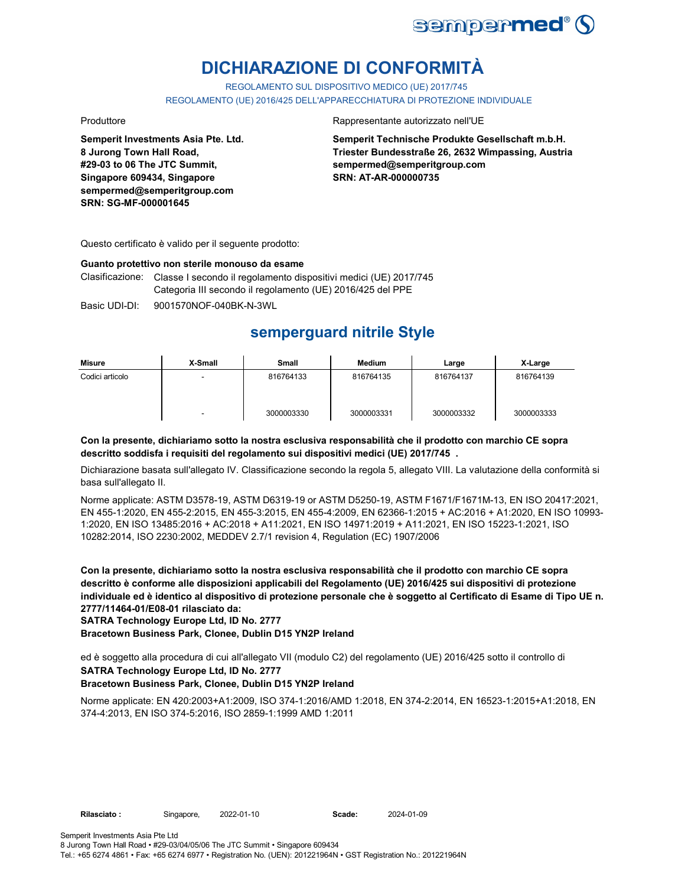# DICHIARAZIONE DI CONFORMITÀ

REGOLAMENTO SUL DISPOSITIVO MEDICO (UE) 2017/745

REGOLAMENTO (UE) 2016/425 DELL'APPARECCHIATURA DI PROTEZIONE INDIVIDUALE

Produttore

**Semperit Investments Asia Pte. Ltd.**
**8 Jurong Town Hall Road,**
**#29-03 to 06 The JTC Summit,**
**Singapore 609434, Singapore**
**sempermed@semperitgroup.com**
**SRN: SG-MF-000001645**

Rappresentante autorizzato nell'UE

**Semperit Technische Produkte Gesellschaft m.b.H.**
**Triester Bundesstraße 26, 2632 Wimpassing, Austria**
**sempermed@semperitgroup.com**
**SRN: AT-AR-000000735**

Questo certificato è valido per il seguente prodotto:

**Guanto protettivo non sterile monouso da esame**

Clasificazione: Classe I secondo il regolamento dispositivi medici (UE) 2017/745
Categoria III secondo il regolamento (UE) 2016/425 del PPE

Basic UDI-DI: 9001570NOF-040BK-N-3WL

## semperguard nitrile Style

| Misure | X-Small | Small | Medium | Large | X-Large |
|---|---|---|---|---|---|
| Codici articolo | - | 816764133 | 816764135 | 816764137 | 816764139 |
| | - | 3000003330 | 3000003331 | 3000003332 | 3000003333 |

**Con la presente, dichiariamo sotto la nostra esclusiva responsabilità che il prodotto con marchio CE sopra descritto soddisfa i requisiti del regolamento sui dispositivi medici (UE) 2017/745 .**

Dichiarazione basata sull'allegato IV. Classificazione secondo la regola 5, allegato VIII. La valutazione della conformità si basa sull'allegato II.

Norme applicate: ASTM D3578-19, ASTM D6319-19 or ASTM D5250-19, ASTM F1671/F1671M-13, EN ISO 20417:2021, EN 455-1:2020, EN 455-2:2015, EN 455-3:2015, EN 455-4:2009, EN 62366-1:2015 + AC:2016 + A1:2020, EN ISO 10993-1:2020, EN ISO 13485:2016 + AC:2018 + A11:2021, EN ISO 14971:2019 + A11:2021, EN ISO 15223-1:2021, ISO 10282:2014, ISO 2230:2002, MEDDEV 2.7/1 revision 4, Regulation (EC) 1907/2006

**Con la presente, dichiariamo sotto la nostra esclusiva responsabilità che il prodotto con marchio CE sopra descritto è conforme alle disposizioni applicabili del Regolamento (UE) 2016/425 sui dispositivi di protezione individuale ed è identico al dispositivo di protezione personale che è soggetto al Certificato di Esame di Tipo UE n. 2777/11464-01/E08-01 rilasciato da:**
**SATRA Technology Europe Ltd, ID No. 2777**
**Bracetown Business Park, Clonee, Dublin D15 YN2P Ireland**

ed è soggetto alla procedura di cui all'allegato VII (modulo C2) del regolamento (UE) 2016/425 sotto il controllo di
**SATRA Technology Europe Ltd, ID No. 2777**
**Bracetown Business Park, Clonee, Dublin D15 YN2P Ireland**

Norme applicate: EN 420:2003+A1:2009, ISO 374-1:2016/AMD 1:2018, EN 374-2:2014, EN 16523-1:2015+A1:2018, EN 374-4:2013, EN ISO 374-5:2016, ISO 2859-1:1999 AMD 1:2011

**Rilasciato :** Singapore, 2022-01-10 **Scade:** 2024-01-09

Semperit Investments Asia Pte Ltd
8 Jurong Town Hall Road • #29-03/04/05/06 The JTC Summit • Singapore 609434
Tel.: +65 6274 4861 • Fax: +65 6274 6977 • Registration No. (UEN): 201221964N • GST Registration No.: 201221964N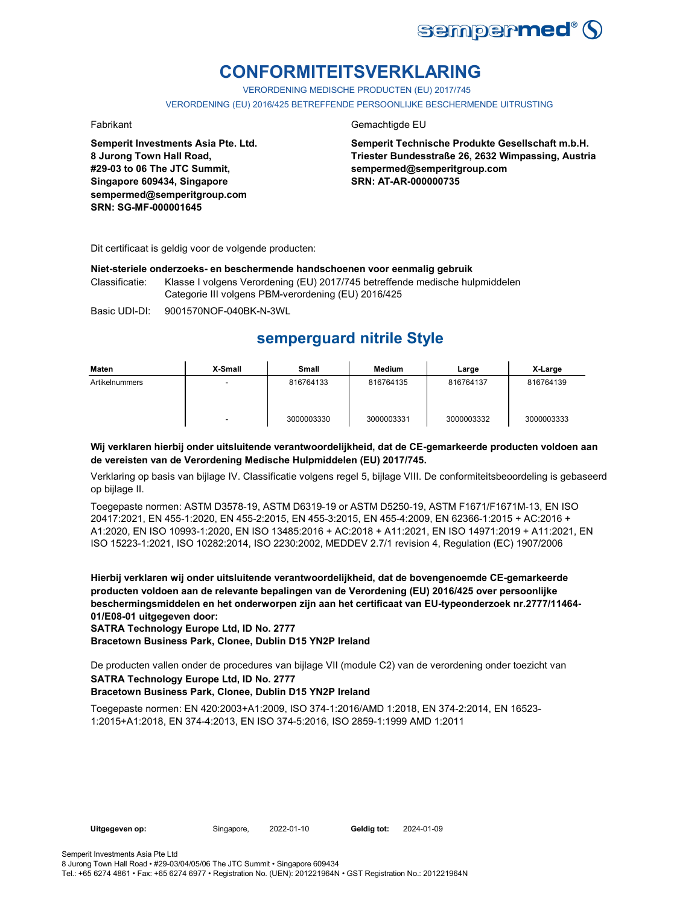# CONFORMITEITSVERKLARING

VERORDENING MEDISCHE PRODUCTEN (EU) 2017/745

VERORDENING (EU) 2016/425 BETREFFENDE PERSOONLIJKE BESCHERMENDE UITRUSTING

Fabrikant

**Semperit Investments Asia Pte. Ltd.**
**8 Jurong Town Hall Road,**
**#29-03 to 06 The JTC Summit,**
**Singapore 609434, Singapore**
**sempermed@semperitgroup.com**
**SRN: SG-MF-000001645**

Gemachtigde EU

**Semperit Technische Produkte Gesellschaft m.b.H.**
**Triester Bundesstraße 26, 2632 Wimpassing, Austria**
**sempermed@semperitgroup.com**
**SRN: AT-AR-000000735**

Dit certificaat is geldig voor de volgende producten:

**Niet-steriele onderzoeks- en beschermende handschoenen voor eenmalig gebruik**

Classificatie: Klasse I volgens Verordening (EU) 2017/745 betreffende medische hulpmiddelen
Categorie III volgens PBM-verordening (EU) 2016/425

Basic UDI-DI: 9001570NOF-040BK-N-3WL

## semperguard nitrile Style

| Maten | X-Small | Small | Medium | Large | X-Large |
|---|---|---|---|---|---|
| Artikelnummers | - | 816764133 | 816764135 | 816764137 | 816764139 |
| | - | 3000003330 | 3000003331 | 3000003332 | 3000003333 |

**Wij verklaren hierbij onder uitsluitende verantwoordelijkheid, dat de CE-gemarkeerde producten voldoen aan de vereisten van de Verordening Medische Hulpmiddelen (EU) 2017/745.**

Verklaring op basis van bijlage IV. Classificatie volgens regel 5, bijlage VIII. De conformiteitsbeoordeling is gebaseerd op bijlage II.

Toegepaste normen: ASTM D3578-19, ASTM D6319-19 or ASTM D5250-19, ASTM F1671/F1671M-13, EN ISO 20417:2021, EN 455-1:2020, EN 455-2:2015, EN 455-3:2015, EN 455-4:2009, EN 62366-1:2015 + AC:2016 + A1:2020, EN ISO 10993-1:2020, EN ISO 13485:2016 + AC:2018 + A11:2021, EN ISO 14971:2019 + A11:2021, EN ISO 15223-1:2021, ISO 10282:2014, ISO 2230:2002, MEDDEV 2.7/1 revision 4, Regulation (EC) 1907/2006

**Hierbij verklaren wij onder uitsluitende verantwoordelijkheid, dat de bovengenoemde CE-gemarkeerde producten voldoen aan de relevante bepalingen van de Verordening (EU) 2016/425 over persoonlijke beschermingsmiddelen en het onderworpen zijn aan het certificaat van EU-typeonderzoek nr.2777/11464-01/E08-01 uitgegeven door:**
**SATRA Technology Europe Ltd, ID No. 2777**
**Bracetown Business Park, Clonee, Dublin D15 YN2P Ireland**

De producten vallen onder de procedures van bijlage VII (module C2) van de verordening onder toezicht van
**SATRA Technology Europe Ltd, ID No. 2777**
**Bracetown Business Park, Clonee, Dublin D15 YN2P Ireland**

Toegepaste normen: EN 420:2003+A1:2009, ISO 374-1:2016/AMD 1:2018, EN 374-2:2014, EN 16523-1:2015+A1:2018, EN 374-4:2013, EN ISO 374-5:2016, ISO 2859-1:1999 AMD 1:2011

**Uitgegeven op:** Singapore, 2022-01-10 **Geldig tot:** 2024-01-09

Semperit Investments Asia Pte Ltd
8 Jurong Town Hall Road • #29-03/04/05/06 The JTC Summit • Singapore 609434
Tel.: +65 6274 4861 • Fax: +65 6274 6977 • Registration No. (UEN): 201221964N • GST Registration No.: 201221964N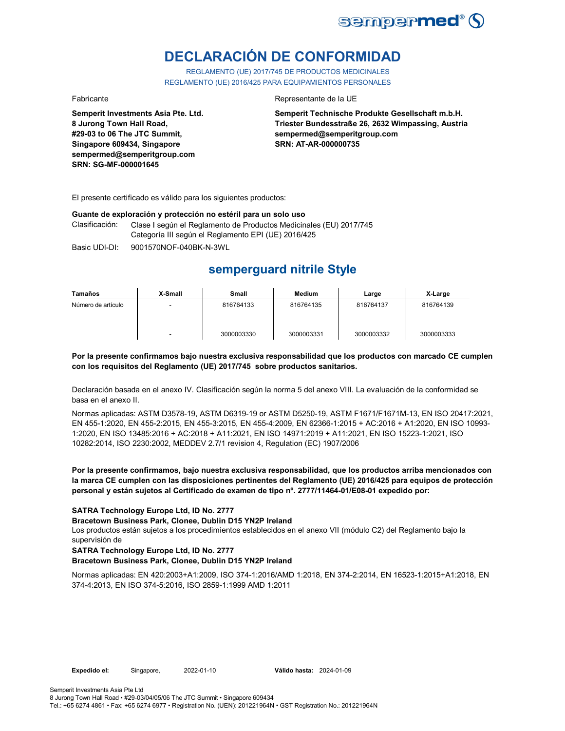# DECLARACIÓN DE CONFORMIDAD

REGLAMENTO (UE) 2017/745 DE PRODUCTOS MEDICINALES
REGLAMENTO (UE) 2016/425 PARA EQUIPAMIENTOS PERSONALES

Fabricante

**Semperit Investments Asia Pte. Ltd.**
**8 Jurong Town Hall Road,**
**#29-03 to 06 The JTC Summit,**
**Singapore 609434, Singapore**
**sempermed@semperitgroup.com**
**SRN: SG-MF-000001645**

Representante de la UE

**Semperit Technische Produkte Gesellschaft m.b.H.**
**Triester Bundesstraße 26, 2632 Wimpassing, Austria**
**sempermed@semperitgroup.com**
**SRN: AT-AR-000000735**

El presente certificado es válido para los siguientes productos:

**Guante de exploración y protección no estéril para un solo uso**

Clasificación: Clase I según el Reglamento de Productos Medicinales (EU) 2017/745
Categoría III según el Reglamento EPI (UE) 2016/425

Basic UDI-DI: 9001570NOF-040BK-N-3WL

## semperguard nitrile Style

| Tamaños | X-Small | Small | Medium | Large | X-Large |
|---|---|---|---|---|---|
| Número de artículo | - | 816764133 | 816764135 | 816764137 | 816764139 |
| | - | 3000003330 | 3000003331 | 3000003332 | 3000003333 |

**Por la presente confirmamos bajo nuestra exclusiva responsabilidad que los productos con marcado CE cumplen con los requisitos del Reglamento (UE) 2017/745 sobre productos sanitarios.**

Declaración basada en el anexo IV. Clasificación según la norma 5 del anexo VIII. La evaluación de la conformidad se basa en el anexo II.

Normas aplicadas: ASTM D3578-19, ASTM D6319-19 or ASTM D5250-19, ASTM F1671/F1671M-13, EN ISO 20417:2021, EN 455-1:2020, EN 455-2:2015, EN 455-3:2015, EN 455-4:2009, EN 62366-1:2015 + AC:2016 + A1:2020, EN ISO 10993-1:2020, EN ISO 13485:2016 + AC:2018 + A11:2021, EN ISO 14971:2019 + A11:2021, EN ISO 15223-1:2021, ISO 10282:2014, ISO 2230:2002, MEDDEV 2.7/1 revision 4, Regulation (EC) 1907/2006

**Por la presente confirmamos, bajo nuestra exclusiva responsabilidad, que los productos arriba mencionados con la marca CE cumplen con las disposiciones pertinentes del Reglamento (UE) 2016/425 para equipos de protección personal y están sujetos al Certificado de examen de tipo nº. 2777/11464-01/E08-01 expedido por:**

**SATRA Technology Europe Ltd, ID No. 2777**
**Bracetown Business Park, Clonee, Dublin D15 YN2P Ireland**
Los productos están sujetos a los procedimientos establecidos en el anexo VII (módulo C2) del Reglamento bajo la supervisión de
**SATRA Technology Europe Ltd, ID No. 2777**
**Bracetown Business Park, Clonee, Dublin D15 YN2P Ireland**

Normas aplicadas: EN 420:2003+A1:2009, ISO 374-1:2016/AMD 1:2018, EN 374-2:2014, EN 16523-1:2015+A1:2018, EN 374-4:2013, EN ISO 374-5:2016, ISO 2859-1:1999 AMD 1:2011

**Expedido el:** Singapore, 2022-01-10 **Válido hasta:** 2024-01-09

Semperit Investments Asia Pte Ltd
8 Jurong Town Hall Road • #29-03/04/05/06 The JTC Summit • Singapore 609434
Tel.: +65 6274 4861 • Fax: +65 6274 6977 • Registration No. (UEN): 201221964N • GST Registration No.: 201221964N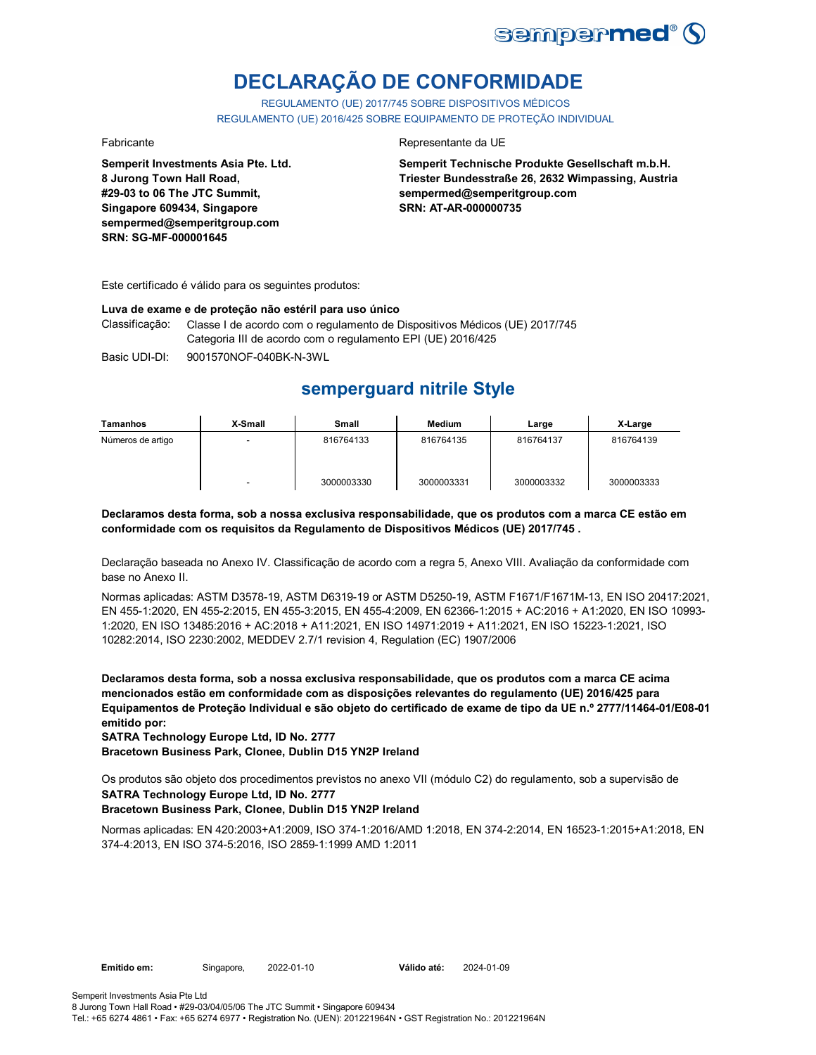# DECLARAÇÃO DE CONFORMIDADE

REGULAMENTO (UE) 2017/745 SOBRE DISPOSITIVOS MÉDICOS
REGULAMENTO (UE) 2016/425 SOBRE EQUIPAMENTO DE PROTEÇÃO INDIVIDUAL

Fabricante

**Semperit Investments Asia Pte. Ltd.**
**8 Jurong Town Hall Road,**
**#29-03 to 06 The JTC Summit,**
**Singapore 609434, Singapore**
**sempermed@semperitgroup.com**
**SRN: SG-MF-000001645**

Representante da UE

**Semperit Technische Produkte Gesellschaft m.b.H.**
**Triester Bundesstraße 26, 2632 Wimpassing, Austria**
**sempermed@semperitgroup.com**
**SRN: AT-AR-000000735**

Este certificado é válido para os seguintes produtos:

**Luva de exame e de proteção não estéril para uso único**

Classificação: Classe I de acordo com o regulamento de Dispositivos Médicos (UE) 2017/745
Categoria III de acordo com o regulamento EPI (UE) 2016/425

Basic UDI-DI: 9001570NOF-040BK-N-3WL

## semperguard nitrile Style

| Tamanhos | X-Small | Small | Medium | Large | X-Large |
|---|---|---|---|---|---|
| Números de artigo | - | 816764133 | 816764135 | 816764137 | 816764139 |
| | - | 3000003330 | 3000003331 | 3000003332 | 3000003333 |

**Declaramos desta forma, sob a nossa exclusiva responsabilidade, que os produtos com a marca CE estão em conformidade com os requisitos da Regulamento de Dispositivos Médicos (UE) 2017/745 .**

Declaração baseada no Anexo IV. Classificação de acordo com a regra 5, Anexo VIII. Avaliação da conformidade com base no Anexo II.

Normas aplicadas: ASTM D3578-19, ASTM D6319-19 or ASTM D5250-19, ASTM F1671/F1671M-13, EN ISO 20417:2021, EN 455-1:2020, EN 455-2:2015, EN 455-3:2015, EN 455-4:2009, EN 62366-1:2015 + AC:2016 + A1:2020, EN ISO 10993-1:2020, EN ISO 13485:2016 + AC:2018 + A11:2021, EN ISO 14971:2019 + A11:2021, EN ISO 15223-1:2021, ISO 10282:2014, ISO 2230:2002, MEDDEV 2.7/1 revision 4, Regulation (EC) 1907/2006

**Declaramos desta forma, sob a nossa exclusiva responsabilidade, que os produtos com a marca CE acima mencionados estão em conformidade com as disposições relevantes do regulamento (UE) 2016/425 para Equipamentos de Proteção Individual e são objeto do certificado de exame de tipo da UE n.º 2777/11464-01/E08-01 emitido por:**
**SATRA Technology Europe Ltd, ID No. 2777**
**Bracetown Business Park, Clonee, Dublin D15 YN2P Ireland**

Os produtos são objeto dos procedimentos previstos no anexo VII (módulo C2) do regulamento, sob a supervisão de
**SATRA Technology Europe Ltd, ID No. 2777**
**Bracetown Business Park, Clonee, Dublin D15 YN2P Ireland**

Normas aplicadas: EN 420:2003+A1:2009, ISO 374-1:2016/AMD 1:2018, EN 374-2:2014, EN 16523-1:2015+A1:2018, EN 374-4:2013, EN ISO 374-5:2016, ISO 2859-1:1999 AMD 1:2011

**Emitido em:** Singapore, 2022-01-10 **Válido até:** 2024-01-09

Semperit Investments Asia Pte Ltd
8 Jurong Town Hall Road • #29-03/04/05/06 The JTC Summit • Singapore 609434
Tel.: +65 6274 4861 • Fax: +65 6274 6977 • Registration No. (UEN): 201221964N • GST Registration No.: 201221964N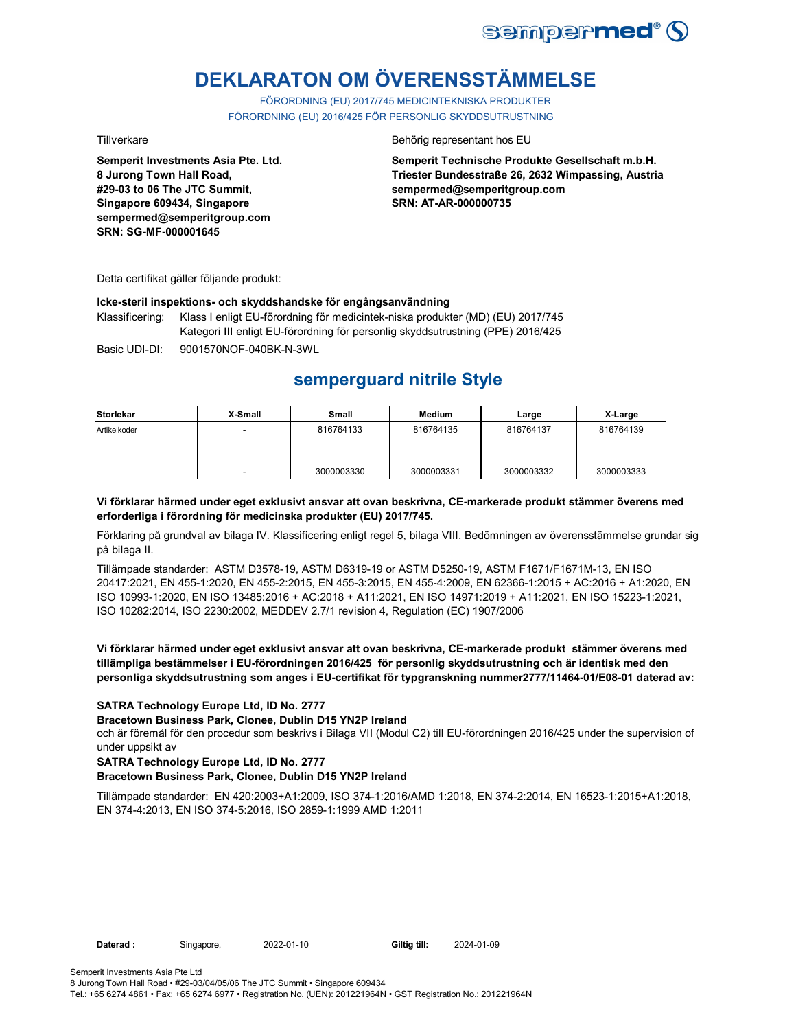sempermed®

# DEKLARATON OM ÖVERENSSTÄMMELSE

FÖRORDNING (EU) 2017/745 MEDICINTEKNISKA PRODUKTER
FÖRORDNING (EU) 2016/425 FÖR PERSONLIG SKYDDSUTRUSTNING

Tillverkare

**Semperit Investments Asia Pte. Ltd.**
**8 Jurong Town Hall Road,**
**#29-03 to 06 The JTC Summit,**
**Singapore 609434, Singapore**
**sempermed@semperitgroup.com**
**SRN: SG-MF-000001645**

Behörig representant hos EU

**Semperit Technische Produkte Gesellschaft m.b.H.**
**Triester Bundesstraße 26, 2632 Wimpassing, Austria**
**sempermed@semperitgroup.com**
**SRN: AT-AR-000000735**

Detta certifikat gäller följande produkt:

**Icke-steril inspektions- och skyddshandske för engångsanvändning**

Klassificering: Klass I enligt EU-förordning för medicintek-niska produkter (MD) (EU) 2017/745
Kategori III enligt EU-förordning för personlig skyddsutrustning (PPE) 2016/425

Basic UDI-DI: 9001570NOF-040BK-N-3WL

## semperguard nitrile Style

| Storlekar | X-Small | Small | Medium | Large | X-Large |
|---|---|---|---|---|---|
| Artikelkoder | - | 816764133 | 816764135 | 816764137 | 816764139 |
| | - | 3000003330 | 3000003331 | 3000003332 | 3000003333 |

**Vi förklarar härmed under eget exklusivt ansvar att ovan beskrivna, CE-markerade produkt stämmer överens med erforderliga i förordning för medicinska produkter (EU) 2017/745.**

Förklaring på grundval av bilaga IV. Klassificering enligt regel 5, bilaga VIII. Bedömningen av överensstämmelse grundar sig på bilaga II.

Tillämpade standarder: ASTM D3578-19, ASTM D6319-19 or ASTM D5250-19, ASTM F1671/F1671M-13, EN ISO 20417:2021, EN 455-1:2020, EN 455-2:2015, EN 455-3:2015, EN 455-4:2009, EN 62366-1:2015 + AC:2016 + A1:2020, EN ISO 10993-1:2020, EN ISO 13485:2016 + AC:2018 + A11:2021, EN ISO 14971:2019 + A11:2021, EN ISO 15223-1:2021, ISO 10282:2014, ISO 2230:2002, MEDDEV 2.7/1 revision 4, Regulation (EC) 1907/2006

**Vi förklarar härmed under eget exklusivt ansvar att ovan beskrivna, CE-markerade produkt stämmer överens med tillämpliga bestämmelser i EU-förordningen 2016/425 för personlig skyddsutrustning och är identisk med den personliga skyddsutrustning som anges i EU-certifikat för typgranskning nummer2777/11464-01/E08-01 daterad av:**

**SATRA Technology Europe Ltd, ID No. 2777**
**Bracetown Business Park, Clonee, Dublin D15 YN2P Ireland**
och är föremål för den procedur som beskrivs i Bilaga VII (Modul C2) till EU-förordningen 2016/425 under the supervision of under uppsikt av
**SATRA Technology Europe Ltd, ID No. 2777**
**Bracetown Business Park, Clonee, Dublin D15 YN2P Ireland**

Tillämpade standarder: EN 420:2003+A1:2009, ISO 374-1:2016/AMD 1:2018, EN 374-2:2014, EN 16523-1:2015+A1:2018, EN 374-4:2013, EN ISO 374-5:2016, ISO 2859-1:1999 AMD 1:2011

**Daterad :** Singapore, 2022-01-10 **Giltig till:** 2024-01-09

Semperit Investments Asia Pte Ltd
8 Jurong Town Hall Road • #29-03/04/05/06 The JTC Summit • Singapore 609434
Tel.: +65 6274 4861 • Fax: +65 6274 6977 • Registration No. (UEN): 201221964N • GST Registration No.: 201221964N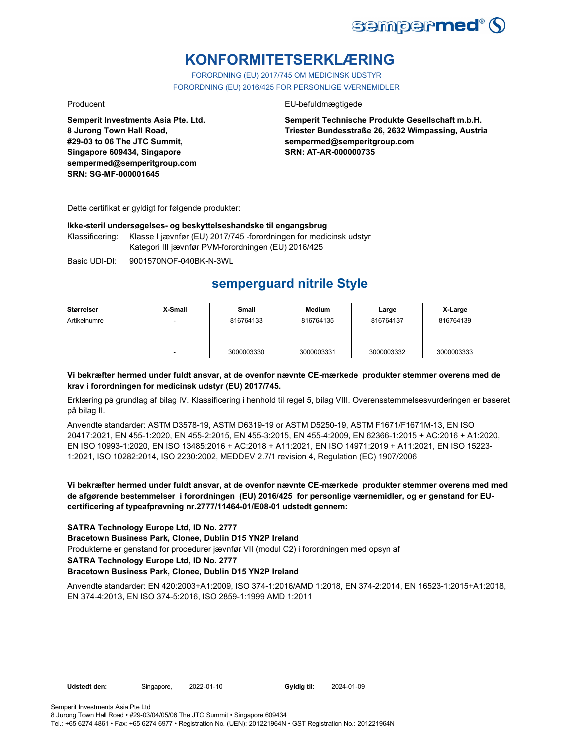# KONFORMITETSERKLÆRING

FORORDNING (EU) 2017/745 OM MEDICINSK UDSTYR
FORORDNING (EU) 2016/425 FOR PERSONLIGE VÆRNEMIDLER

Producent

**Semperit Investments Asia Pte. Ltd.**
**8 Jurong Town Hall Road,**
**#29-03 to 06 The JTC Summit,**
**Singapore 609434, Singapore**
**sempermed@semperitgroup.com**
**SRN: SG-MF-000001645**

EU-befuldmægtigede

**Semperit Technische Produkte Gesellschaft m.b.H.**
**Triester Bundesstraße 26, 2632 Wimpassing, Austria**
**sempermed@semperitgroup.com**
**SRN: AT-AR-000000735**

Dette certifikat er gyldigt for følgende produkter:

**Ikke-steril undersøgelses- og beskyttelseshandske til engangsbrug**

Klassificering: Klasse I jævnfør (EU) 2017/745 -forordningen for medicinsk udstyr
Kategori III jævnfør PVM-forordningen (EU) 2016/425

Basic UDI-DI: 9001570NOF-040BK-N-3WL

## semperguard nitrile Style

| Størrelser | X-Small | Small | Medium | Large | X-Large |
|---|---|---|---|---|---|
| Artikelnumre | - | 816764133 | 816764135 | 816764137 | 816764139 |
| | - | 3000003330 | 3000003331 | 3000003332 | 3000003333 |

**Vi bekræfter hermed under fuldt ansvar, at de ovenfor nævnte CE-mærkede produkter stemmer overens med de krav i forordningen for medicinsk udstyr (EU) 2017/745.**

Erklæring på grundlag af bilag IV. Klassificering i henhold til regel 5, bilag VIII. Overensstemmelsesvurderingen er baseret på bilag II.

Anvendte standarder: ASTM D3578-19, ASTM D6319-19 or ASTM D5250-19, ASTM F1671/F1671M-13, EN ISO 20417:2021, EN 455-1:2020, EN 455-2:2015, EN 455-3:2015, EN 455-4:2009, EN 62366-1:2015 + AC:2016 + A1:2020, EN ISO 10993-1:2020, EN ISO 13485:2016 + AC:2018 + A11:2021, EN ISO 14971:2019 + A11:2021, EN ISO 15223-1:2021, ISO 10282:2014, ISO 2230:2002, MEDDEV 2.7/1 revision 4, Regulation (EC) 1907/2006

**Vi bekræfter hermed under fuldt ansvar, at de ovenfor nævnte CE-mærkede produkter stemmer overens med med de afgørende bestemmelser i forordningen (EU) 2016/425 for personlige værnemidler, og er genstand for EU-certificering af typeafprøvning nr.2777/11464-01/E08-01 udstedt gennem:**

**SATRA Technology Europe Ltd, ID No. 2777**
**Bracetown Business Park, Clonee, Dublin D15 YN2P Ireland**
Produkterne er genstand for procedurer jævnfør VII (modul C2) i forordningen med opsyn af
**SATRA Technology Europe Ltd, ID No. 2777**
**Bracetown Business Park, Clonee, Dublin D15 YN2P Ireland**

Anvendte standarder: EN 420:2003+A1:2009, ISO 374-1:2016/AMD 1:2018, EN 374-2:2014, EN 16523-1:2015+A1:2018, EN 374-4:2013, EN ISO 374-5:2016, ISO 2859-1:1999 AMD 1:2011

**Udstedt den:** Singapore, 2022-01-10 **Gyldig til:** 2024-01-09

Semperit Investments Asia Pte Ltd
8 Jurong Town Hall Road • #29-03/04/05/06 The JTC Summit • Singapore 609434
Tel.: +65 6274 4861 • Fax: +65 6274 6977 • Registration No. (UEN): 201221964N • GST Registration No.: 201221964N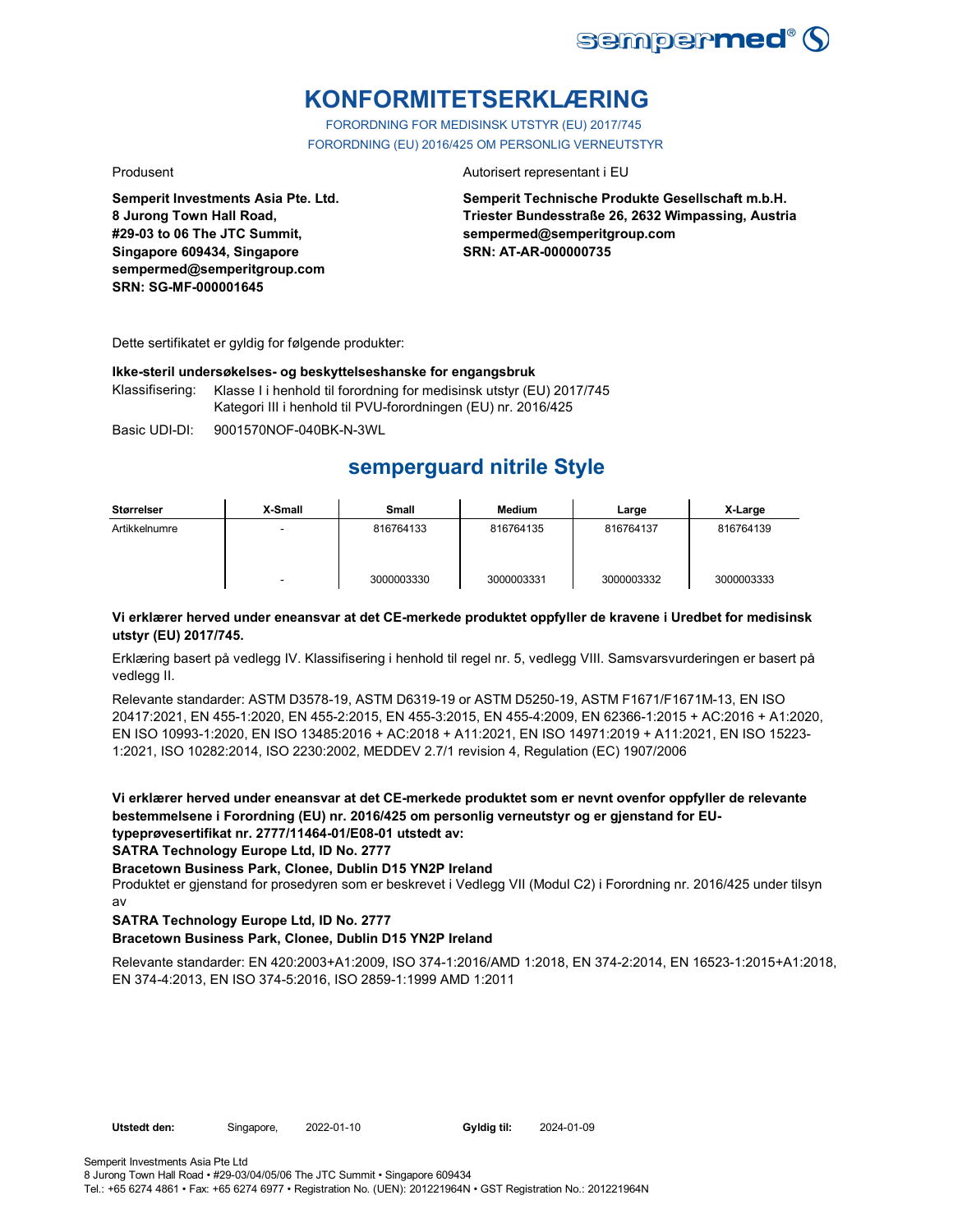# KONFORMITETSERKLÆRING

FORORDNING FOR MEDISINSK UTSTYR (EU) 2017/745

FORORDNING (EU) 2016/425 OM PERSONLIG VERNEUTSTYR

Produsent

**Semperit Investments Asia Pte. Ltd.**
**8 Jurong Town Hall Road,**
**#29-03 to 06 The JTC Summit,**
**Singapore 609434, Singapore**
**sempermed@semperitgroup.com**
**SRN: SG-MF-000001645**

Autorisert representant i EU

**Semperit Technische Produkte Gesellschaft m.b.H.**
**Triester Bundesstraße 26, 2632 Wimpassing, Austria**
**sempermed@semperitgroup.com**
**SRN: AT-AR-000000735**

Dette sertifikatet er gyldig for følgende produkter:

**Ikke-steril undersøkelses- og beskyttelseshanske for engangsbruk**

Klassifisering: Klasse I i henhold til forordning for medisinsk utstyr (EU) 2017/745
Kategori III i henhold til PVU-forordningen (EU) nr. 2016/425

Basic UDI-DI: 9001570NOF-040BK-N-3WL

## semperguard nitrile Style

| Størrelser | X-Small | Small | Medium | Large | X-Large |
|---|---|---|---|---|---|
| Artikkelnumre | - | 816764133 | 816764135 | 816764137 | 816764139 |
| | - | 3000003330 | 3000003331 | 3000003332 | 3000003333 |

**Vi erklærer herved under eneansvar at det CE-merkede produktet oppfyller de kravene i Uredbet for medisinsk utstyr (EU) 2017/745.**

Erklæring basert på vedlegg IV. Klassifisering i henhold til regel nr. 5, vedlegg VIII. Samsvarsvurderingen er basert på vedlegg II.

Relevante standarder: ASTM D3578-19, ASTM D6319-19 or ASTM D5250-19, ASTM F1671/F1671M-13, EN ISO 20417:2021, EN 455-1:2020, EN 455-2:2015, EN 455-3:2015, EN 455-4:2009, EN 62366-1:2015 + AC:2016 + A1:2020, EN ISO 10993-1:2020, EN ISO 13485:2016 + AC:2018 + A11:2021, EN ISO 14971:2019 + A11:2021, EN ISO 15223-1:2021, ISO 10282:2014, ISO 2230:2002, MEDDEV 2.7/1 revision 4, Regulation (EC) 1907/2006

**Vi erklærer herved under eneansvar at det CE-merkede produktet som er nevnt ovenfor oppfyller de relevante bestemmelsene i Forordning (EU) nr. 2016/425 om personlig verneutstyr og er gjenstand for EU-typeprøvesertifikat nr. 2777/11464-01/E08-01 utstedt av:**

**SATRA Technology Europe Ltd, ID No. 2777**

**Bracetown Business Park, Clonee, Dublin D15 YN2P Ireland**

Produktet er gjenstand for prosedyren som er beskrevet i Vedlegg VII (Modul C2) i Forordning nr. 2016/425 under tilsyn av

**SATRA Technology Europe Ltd, ID No. 2777**

**Bracetown Business Park, Clonee, Dublin D15 YN2P Ireland**

Relevante standarder: EN 420:2003+A1:2009, ISO 374-1:2016/AMD 1:2018, EN 374-2:2014, EN 16523-1:2015+A1:2018, EN 374-4:2013, EN ISO 374-5:2016, ISO 2859-1:1999 AMD 1:2011

**Utstedt den:** Singapore, 2022-01-10 **Gyldig til:** 2024-01-09

Semperit Investments Asia Pte Ltd
8 Jurong Town Hall Road • #29-03/04/05/06 The JTC Summit • Singapore 609434
Tel.: +65 6274 4861 • Fax: +65 6274 6977 • Registration No. (UEN): 201221964N • GST Registration No.: 201221964N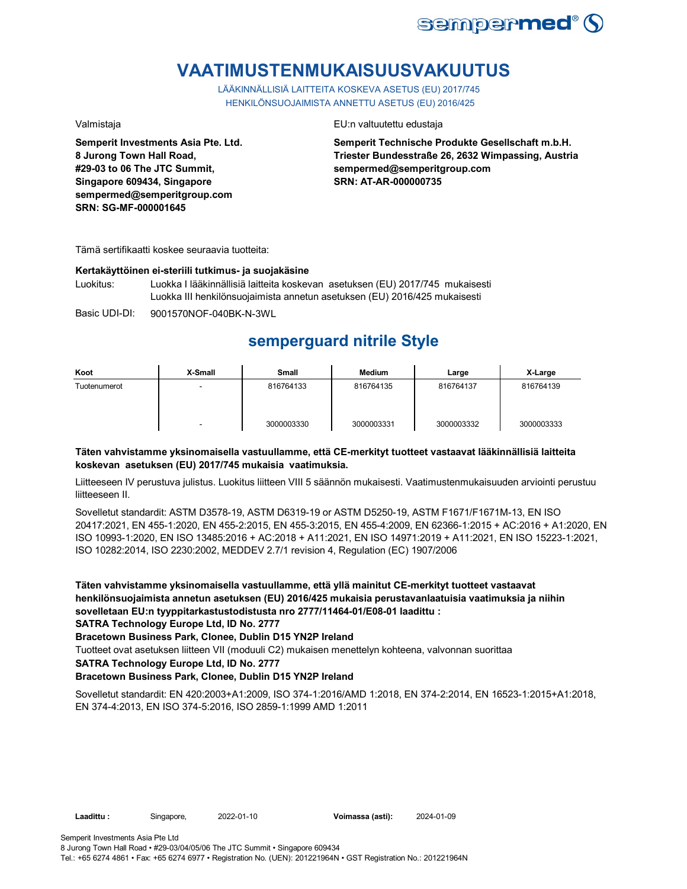# VAATIMUSTENMUKAISUUSVAKUUTUS

LÄÄKINNÄLLISIÄ LAITTEITA KOSKEVA ASETUS (EU) 2017/745
HENKILÖNSUOJAIMISTA ANNETTU ASETUS (EU) 2016/425

Valmistaja

**Semperit Investments Asia Pte. Ltd.**
**8 Jurong Town Hall Road,**
**#29-03 to 06 The JTC Summit,**
**Singapore 609434, Singapore**
**sempermed@semperitgroup.com**
**SRN: SG-MF-000001645**

EU:n valtuutettu edustaja

**Semperit Technische Produkte Gesellschaft m.b.H.**
**Triester Bundesstraße 26, 2632 Wimpassing, Austria**
**sempermed@semperitgroup.com**
**SRN: AT-AR-000000735**

Tämä sertifikaatti koskee seuraavia tuotteita:

**Kertakäyttöinen ei-steriili tutkimus- ja suojakäsine**

Luokitus: Luokka I lääkinnällisiä laitteita koskevan asetuksen (EU) 2017/745 mukaisesti
Luokka III henkilönsuojaimista annetun asetuksen (EU) 2016/425 mukaisesti

Basic UDI-DI: 9001570NOF-040BK-N-3WL

## semperguard nitrile Style

| Koot | X-Small | Small | Medium | Large | X-Large |
|---|---|---|---|---|---|
| Tuotenumerot | - | 816764133 | 816764135 | 816764137 | 816764139 |
| | - | 3000003330 | 3000003331 | 3000003332 | 3000003333 |

**Täten vahvistamme yksinomaisella vastuullamme, että CE-merkityt tuotteet vastaavat lääkinnällisiä laitteita koskevan asetuksen (EU) 2017/745 mukaisia vaatimuksia.**

Liitteeseen IV perustuva julistus. Luokitus liitteen VIII 5 säännön mukaisesti. Vaatimustenmukaisuuden arviointi perustuu liitteeseen II.

Sovelletut standardit: ASTM D3578-19, ASTM D6319-19 or ASTM D5250-19, ASTM F1671/F1671M-13, EN ISO 20417:2021, EN 455-1:2020, EN 455-2:2015, EN 455-3:2015, EN 455-4:2009, EN 62366-1:2015 + AC:2016 + A1:2020, EN ISO 10993-1:2020, EN ISO 13485:2016 + AC:2018 + A11:2021, EN ISO 14971:2019 + A11:2021, EN ISO 15223-1:2021, ISO 10282:2014, ISO 2230:2002, MEDDEV 2.7/1 revision 4, Regulation (EC) 1907/2006

**Täten vahvistamme yksinomaisella vastuullamme, että yllä mainitut CE-merkityt tuotteet vastaavat henkilönsuojaimista annetun asetuksen (EU) 2016/425 mukaisia perustavanlaatuisia vaatimuksia ja niihin sovelletaan EU:n tyyppitarkastustodistusta nro 2777/11464-01/E08-01 laadittu :**
**SATRA Technology Europe Ltd, ID No. 2777**
**Bracetown Business Park, Clonee, Dublin D15 YN2P Ireland**

Tuotteet ovat asetuksen liitteen VII (moduuli C2) mukaisen menettelyn kohteena, valvonnan suorittaa

**SATRA Technology Europe Ltd, ID No. 2777**
**Bracetown Business Park, Clonee, Dublin D15 YN2P Ireland**

Sovelletut standardit: EN 420:2003+A1:2009, ISO 374-1:2016/AMD 1:2018, EN 374-2:2014, EN 16523-1:2015+A1:2018, EN 374-4:2013, EN ISO 374-5:2016, ISO 2859-1:1999 AMD 1:2011

**Laadittu :** Singapore, 2022-01-10 **Voimassa (asti):** 2024-01-09

Semperit Investments Asia Pte Ltd
8 Jurong Town Hall Road • #29-03/04/05/06 The JTC Summit • Singapore 609434
Tel.: +65 6274 4861 • Fax: +65 6274 6977 • Registration No. (UEN): 201221964N • GST Registration No.: 201221964N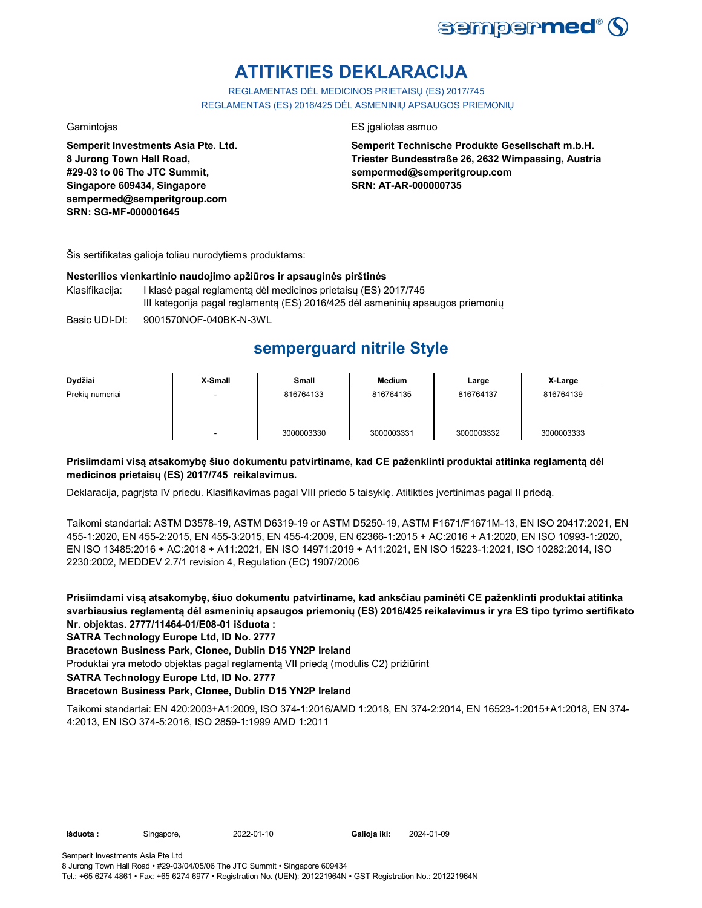# ATITIKTIES DEKLARACIJA

REGLAMENTAS DĖL MEDICINOS PRIETAISŲ (ES) 2017/745

REGLAMENTAS (ES) 2016/425 DĖL ASMENINIŲ APSAUGOS PRIEMONIŲ

Gamintojas

**Semperit Investments Asia Pte. Ltd.**
**8 Jurong Town Hall Road,**
**#29-03 to 06 The JTC Summit,**
**Singapore 609434, Singapore**
**sempermed@semperitgroup.com**
**SRN: SG-MF-000001645**

ES įgaliotas asmuo

**Semperit Technische Produkte Gesellschaft m.b.H.**
**Triester Bundesstraße 26, 2632 Wimpassing, Austria**
**sempermed@semperitgroup.com**
**SRN: AT-AR-000000735**

Šis sertifikatas galioja toliau nurodytiems produktams:

**Nesterilios vienkartinio naudojimo apžiūros ir apsauginės pirštinės**

Klasifikacija: I klasė pagal reglamentą dėl medicinos prietaisų (ES) 2017/745
III kategorija pagal reglamentą (ES) 2016/425 dėl asmeninių apsaugos priemonių

Basic UDI-DI: 9001570NOF-040BK-N-3WL

## semperguard nitrile Style

| Dydžiai | X-Small | Small | Medium | Large | X-Large |
|---|---|---|---|---|---|
| Prekių numeriai | - | 816764133 | 816764135 | 816764137 | 816764139 |
| | - | 3000003330 | 3000003331 | 3000003332 | 3000003333 |

**Prisiimdami visą atsakomybę šiuo dokumentu patvirtiname, kad CE paženklinti produktai atitinka reglamentą dėl medicinos prietaisų (ES) 2017/745 reikalavimus.**

Deklaracija, pagrįsta IV priedu. Klasifikavimas pagal VIII priedo 5 taisyklę. Atitikties įvertinimas pagal II priedą.

Taikomi standartai: ASTM D3578-19, ASTM D6319-19 or ASTM D5250-19, ASTM F1671/F1671M-13, EN ISO 20417:2021, EN 455-1:2020, EN 455-2:2015, EN 455-3:2015, EN 455-4:2009, EN 62366-1:2015 + AC:2016 + A1:2020, EN ISO 10993-1:2020, EN ISO 13485:2016 + AC:2018 + A11:2021, EN ISO 14971:2019 + A11:2021, EN ISO 15223-1:2021, ISO 10282:2014, ISO 2230:2002, MEDDEV 2.7/1 revision 4, Regulation (EC) 1907/2006

**Prisiimdami visą atsakomybę, šiuo dokumentu patvirtiname, kad anksčiau paminėti CE paženklinti produktai atitinka svarbiausius reglamentą dėl asmeninių apsaugos priemonių (ES) 2016/425 reikalavimus ir yra ES tipo tyrimo sertifikato Nr. objektas. 2777/11464-01/E08-01 išduota :**

**SATRA Technology Europe Ltd, ID No. 2777**

**Bracetown Business Park, Clonee, Dublin D15 YN2P Ireland**

Produktai yra metodo objektas pagal reglamentą VII priedą (modulis C2) prižiūrint

**SATRA Technology Europe Ltd, ID No. 2777**

**Bracetown Business Park, Clonee, Dublin D15 YN2P Ireland**

Taikomi standartai: EN 420:2003+A1:2009, ISO 374-1:2016/AMD 1:2018, EN 374-2:2014, EN 16523-1:2015+A1:2018, EN 374-4:2013, EN ISO 374-5:2016, ISO 2859-1:1999 AMD 1:2011

**Išduota :** Singapore, 2022-01-10 **Galioja iki:** 2024-01-09

Semperit Investments Asia Pte Ltd
8 Jurong Town Hall Road • #29-03/04/05/06 The JTC Summit • Singapore 609434
Tel.: +65 6274 4861 • Fax: +65 6274 6977 • Registration No. (UEN): 201221964N • GST Registration No.: 201221964N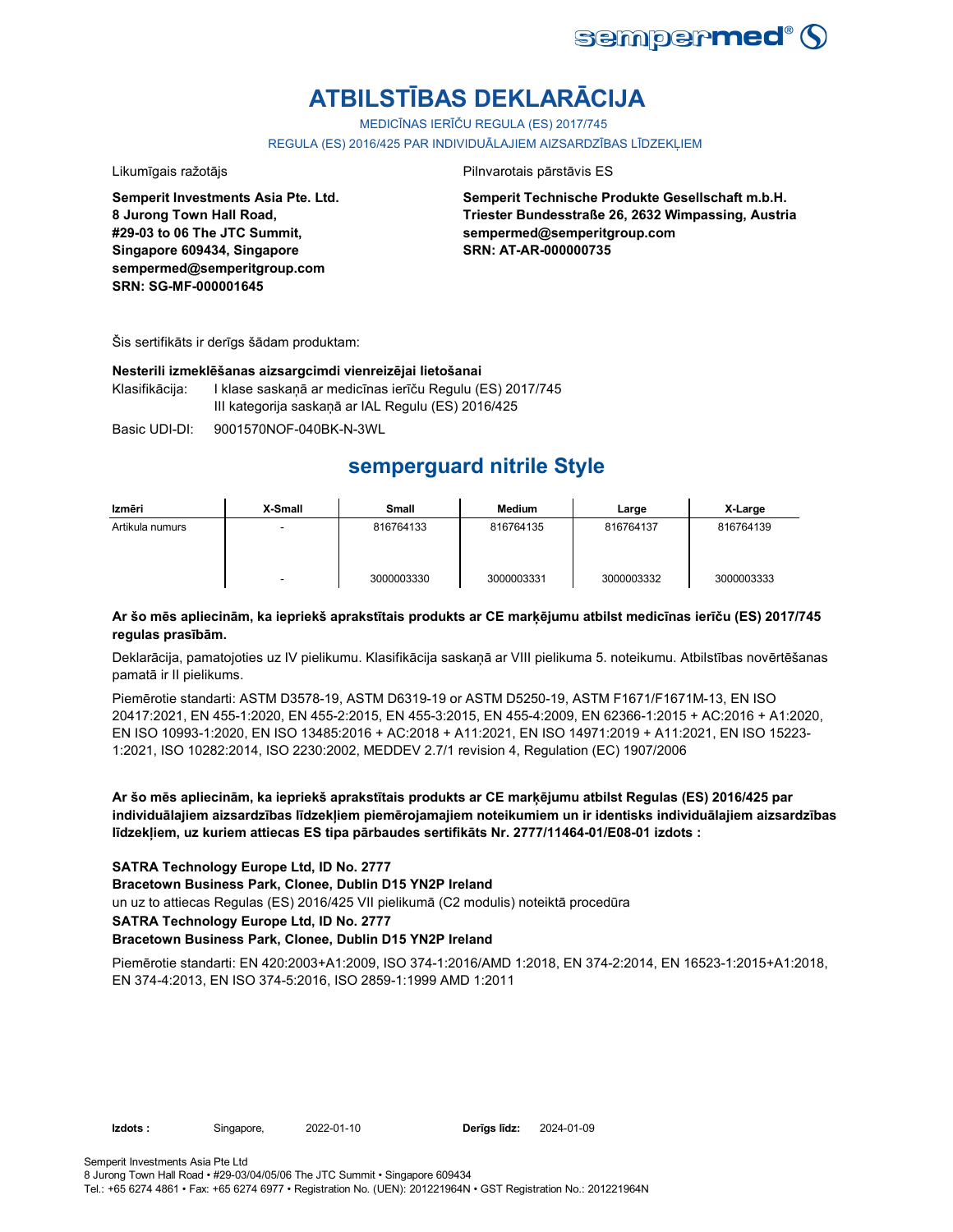# ATBILSTĪBAS DEKLARĀCIJA

MEDICĪNAS IERĪČU REGULA (ES) 2017/745

REGULA (ES) 2016/425 PAR INDIVIDUĀLAJIEM AIZSARDZĪBAS LĪDZEKĻIEM

Likumīgais ražotājs

**Semperit Investments Asia Pte. Ltd.**
**8 Jurong Town Hall Road,**
**#29-03 to 06 The JTC Summit,**
**Singapore 609434, Singapore**
**sempermed@semperitgroup.com**
**SRN: SG-MF-000001645**

Pilnvarotais pārstāvis ES

**Semperit Technische Produkte Gesellschaft m.b.H.**
**Triester Bundesstraße 26, 2632 Wimpassing, Austria**
**sempermed@semperitgroup.com**
**SRN: AT-AR-000000735**

Šis sertifikāts ir derīgs šādam produktam:

**Nesterili izmeklēšanas aizsargcimdi vienreizējai lietošanai**

Klasifikācija: I klase saskaņā ar medicīnas ierīču Regulu (ES) 2017/745
III kategorija saskaņā ar IAL Regulu (ES) 2016/425

Basic UDI-DI: 9001570NOF-040BK-N-3WL

## semperguard nitrile Style

| Izmēri | X-Small | Small | Medium | Large | X-Large |
|---|---|---|---|---|---|
| Artikula numurs | - | 816764133 | 816764135 | 816764137 | 816764139 |
| | - | 3000003330 | 3000003331 | 3000003332 | 3000003333 |

**Ar šo mēs apliecinām, ka iepriekš aprakstītais produkts ar CE marķējumu atbilst medicīnas ierīču (ES) 2017/745 regulas prasībām.**

Deklarācija, pamatojoties uz IV pielikumu. Klasifikācija saskaņā ar VIII pielikuma 5. noteikumu. Atbilstības novērtēšanas pamatā ir II pielikums.

Piemērotie standarti: ASTM D3578-19, ASTM D6319-19 or ASTM D5250-19, ASTM F1671/F1671M-13, EN ISO 20417:2021, EN 455-1:2020, EN 455-2:2015, EN 455-3:2015, EN 455-4:2009, EN 62366-1:2015 + AC:2016 + A1:2020, EN ISO 10993-1:2020, EN ISO 13485:2016 + AC:2018 + A11:2021, EN ISO 14971:2019 + A11:2021, EN ISO 15223-1:2021, ISO 10282:2014, ISO 2230:2002, MEDDEV 2.7/1 revision 4, Regulation (EC) 1907/2006

**Ar šo mēs apliecinām, ka iepriekš aprakstītais produkts ar CE marķējumu atbilst Regulas (ES) 2016/425 par individuālajiem aizsardzības līdzekļiem piemērojamajiem noteikumiem un ir identisks individuālajiem aizsardzības līdzekļiem, uz kuriem attiecas ES tipa pārbaudes sertifikāts Nr. 2777/11464-01/E08-01 izdots :**

**SATRA Technology Europe Ltd, ID No. 2777**
**Bracetown Business Park, Clonee, Dublin D15 YN2P Ireland**
un uz to attiecas Regulas (ES) 2016/425 VII pielikumā (C2 modulis) noteiktā procedūra
**SATRA Technology Europe Ltd, ID No. 2777**
**Bracetown Business Park, Clonee, Dublin D15 YN2P Ireland**

Piemērotie standarti: EN 420:2003+A1:2009, ISO 374-1:2016/AMD 1:2018, EN 374-2:2014, EN 16523-1:2015+A1:2018, EN 374-4:2013, EN ISO 374-5:2016, ISO 2859-1:1999 AMD 1:2011

**Izdots :** Singapore, 2022-01-10 **Derīgs līdz:** 2024-01-09

Semperit Investments Asia Pte Ltd
8 Jurong Town Hall Road • #29-03/04/05/06 The JTC Summit • Singapore 609434
Tel.: +65 6274 4861 • Fax: +65 6274 6977 • Registration No. (UEN): 201221964N • GST Registration No.: 201221964N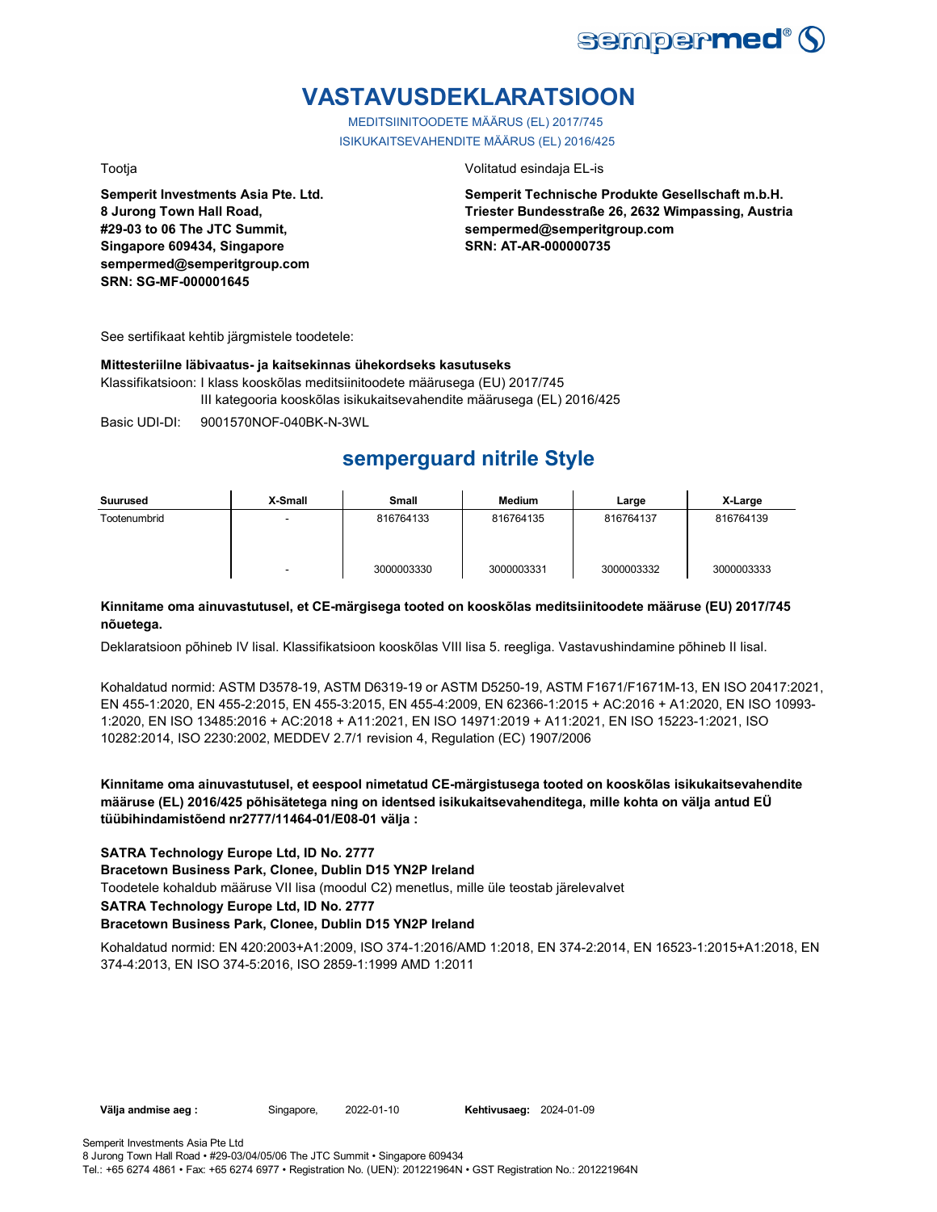# VASTAVUSDEKLARATSIOON

MEDITSIINITOODETE MÄÄRUS (EL) 2017/745

ISIKUKAITSEVAHENDITE MÄÄRUS (EL) 2016/425

Tootja

**Semperit Investments Asia Pte. Ltd.**
**8 Jurong Town Hall Road,**
**#29-03 to 06 The JTC Summit,**
**Singapore 609434, Singapore**
**sempermed@semperitgroup.com**
**SRN: SG-MF-000001645**

Volitatud esindaja EL-is

**Semperit Technische Produkte Gesellschaft m.b.H.**
**Triester Bundesstraße 26, 2632 Wimpassing, Austria**
**sempermed@semperitgroup.com**
**SRN: AT-AR-000000735**

See sertifikaat kehtib järgmistele toodetele:

**Mittesteriilne läbivaatus- ja kaitsekinnas ühekordseks kasutuseks**

Klassifikatsioon: I klass kooskõlas meditsiinitoodete määrusega (EU) 2017/745
III kategooria kooskõlas isikukaitsevahendite määrusega (EL) 2016/425

Basic UDI-DI: 9001570NOF-040BK-N-3WL

## semperguard nitrile Style

| Suurused | X-Small | Small | Medium | Large | X-Large |
|---|---|---|---|---|---|
| Tootenumbrid | - | 816764133 | 816764135 | 816764137 | 816764139 |
| | - | 3000003330 | 3000003331 | 3000003332 | 3000003333 |

**Kinnitame oma ainuvastutusel, et CE-märgisega tooted on kooskõlas meditsiinitoodete määruse (EU) 2017/745 nõuetega.**

Deklaratsioon põhineb IV lisal. Klassifikatsioon kooskõlas VIII lisa 5. reegliga. Vastavushindamine põhineb II lisal.

Kohaldatud normid: ASTM D3578-19, ASTM D6319-19 or ASTM D5250-19, ASTM F1671/F1671M-13, EN ISO 20417:2021, EN 455-1:2020, EN 455-2:2015, EN 455-3:2015, EN 455-4:2009, EN 62366-1:2015 + AC:2016 + A1:2020, EN ISO 10993-1:2020, EN ISO 13485:2016 + AC:2018 + A11:2021, EN ISO 14971:2019 + A11:2021, EN ISO 15223-1:2021, ISO 10282:2014, ISO 2230:2002, MEDDEV 2.7/1 revision 4, Regulation (EC) 1907/2006

**Kinnitame oma ainuvastutusel, et eespool nimetatud CE-märgistusega tooted on kooskõlas isikukaitsevahendite määruse (EL) 2016/425 põhisätetega ning on identsed isikukaitsevahenditega, mille kohta on välja antud EÜ tüübihindamistõend nr2777/11464-01/E08-01 välja :**

**SATRA Technology Europe Ltd, ID No. 2777**
**Bracetown Business Park, Clonee, Dublin D15 YN2P Ireland**
Toodetele kohaldub määruse VII lisa (moodul C2) menetlus, mille üle teostab järelevalvet
**SATRA Technology Europe Ltd, ID No. 2777**
**Bracetown Business Park, Clonee, Dublin D15 YN2P Ireland**

Kohaldatud normid: EN 420:2003+A1:2009, ISO 374-1:2016/AMD 1:2018, EN 374-2:2014, EN 16523-1:2015+A1:2018, EN 374-4:2013, EN ISO 374-5:2016, ISO 2859-1:1999 AMD 1:2011

**Välja andmise aeg :** Singapore, 2022-01-10 **Kehtivusaeg:** 2024-01-09

Semperit Investments Asia Pte Ltd
8 Jurong Town Hall Road • #29-03/04/05/06 The JTC Summit • Singapore 609434
Tel.: +65 6274 4861 • Fax: +65 6274 6977 • Registration No. (UEN): 201221964N • GST Registration No.: 201221964N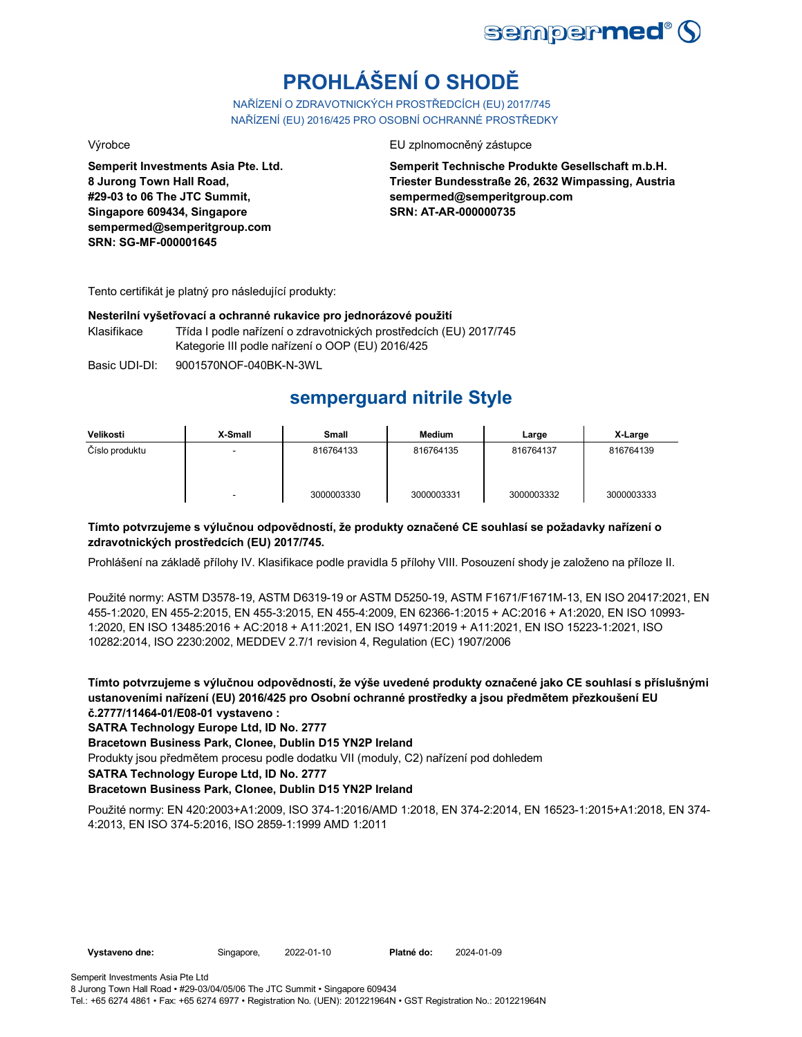# PROHLÁŠENÍ O SHODĚ

NAŘÍZENÍ O ZDRAVOTNICKÝCH PROSTŘEDCÍCH (EU) 2017/745
NAŘÍZENÍ (EU) 2016/425 PRO OSOBNÍ OCHRANNÉ PROSTŘEDKY

Výrobce

**Semperit Investments Asia Pte. Ltd.**
**8 Jurong Town Hall Road,**
**#29-03 to 06 The JTC Summit,**
**Singapore 609434, Singapore**
**sempermed@semperitgroup.com**
**SRN: SG-MF-000001645**

EU zplnomocněný zástupce

**Semperit Technische Produkte Gesellschaft m.b.H.**
**Triester Bundesstraße 26, 2632 Wimpassing, Austria**
**sempermed@semperitgroup.com**
**SRN: AT-AR-000000735**

Tento certifikát je platný pro následující produkty:

**Nesterilní vyšetřovací a ochranné rukavice pro jednorázové použití**

Klasifikace: Třída I podle nařízení o zdravotnických prostředcích (EU) 2017/745
Kategorie III podle nařízení o OOP (EU) 2016/425

Basic UDI-DI: 9001570NOF-040BK-N-3WL

## semperguard nitrile Style

| Velikosti | X-Small | Small | Medium | Large | X-Large |
|---|---|---|---|---|---|
| Číslo produktu | - | 816764133 | 816764135 | 816764137 | 816764139 |
| | - | 3000003330 | 3000003331 | 3000003332 | 3000003333 |

**Tímto potvrzujeme s výlučnou odpovědností, že produkty označené CE souhlasí se požadavky nařízení o zdravotnických prostředcích (EU) 2017/745.**

Prohlášení na základě přílohy IV. Klasifikace podle pravidla 5 přílohy VIII. Posouzení shody je založeno na příloze II.

Použité normy: ASTM D3578-19, ASTM D6319-19 or ASTM D5250-19, ASTM F1671/F1671M-13, EN ISO 20417:2021, EN 455-1:2020, EN 455-2:2015, EN 455-3:2015, EN 455-4:2009, EN 62366-1:2015 + AC:2016 + A1:2020, EN ISO 10993-1:2020, EN ISO 13485:2016 + AC:2018 + A11:2021, EN ISO 14971:2019 + A11:2021, EN ISO 15223-1:2021, ISO 10282:2014, ISO 2230:2002, MEDDEV 2.7/1 revision 4, Regulation (EC) 1907/2006

**Tímto potvrzujeme s výlučnou odpovědností, že výše uvedené produkty označené jako CE souhlasí s příslušnými ustanoveními nařízení (EU) 2016/425 pro Osobní ochranné prostředky a jsou předmětem přezkoušení EU č.2777/11464-01/E08-01 vystaveno :**
**SATRA Technology Europe Ltd, ID No. 2777**
**Bracetown Business Park, Clonee, Dublin D15 YN2P Ireland**
Produkty jsou předmětem procesu podle dodatku VII (moduly, C2) nařízení pod dohledem
**SATRA Technology Europe Ltd, ID No. 2777**
**Bracetown Business Park, Clonee, Dublin D15 YN2P Ireland**

Použité normy: EN 420:2003+A1:2009, ISO 374-1:2016/AMD 1:2018, EN 374-2:2014, EN 16523-1:2015+A1:2018, EN 374-4:2013, EN ISO 374-5:2016, ISO 2859-1:1999 AMD 1:2011

**Vystaveno dne:** Singapore, 2022-01-10 **Platné do:** 2024-01-09

Semperit Investments Asia Pte Ltd
8 Jurong Town Hall Road • #29-03/04/05/06 The JTC Summit • Singapore 609434
Tel.: +65 6274 4861 • Fax: +65 6274 6977 • Registration No. (UEN): 201221964N • GST Registration No.: 201221964N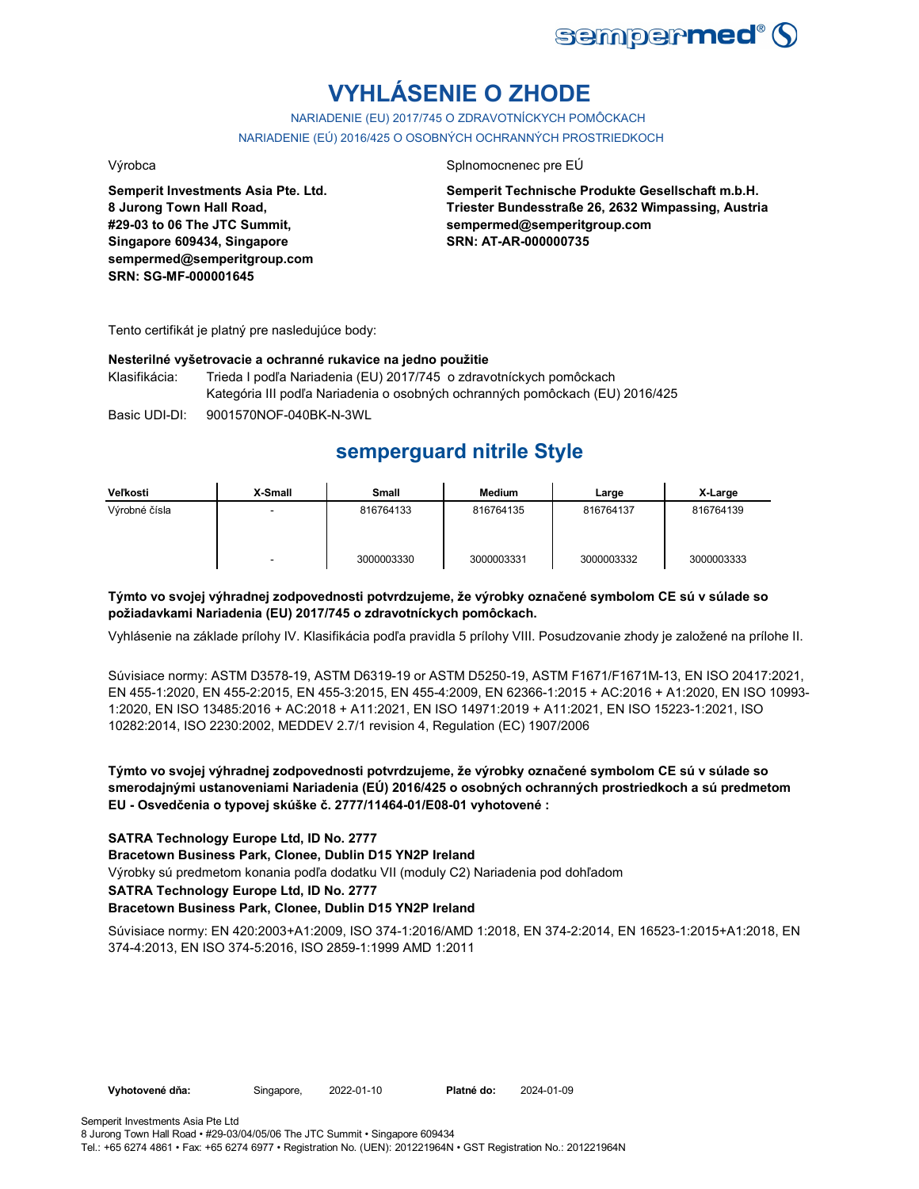# VYHLÁSENIE O ZHODE

NARIADENIE (EU) 2017/745 O ZDRAVOTNÍCKYCH POMÔCKACH

NARIADENIE (EÚ) 2016/425 O OSOBNÝCH OCHRANNÝCH PROSTRIEDKOCH

Výrobca

**Semperit Investments Asia Pte. Ltd.**
**8 Jurong Town Hall Road,**
**#29-03 to 06 The JTC Summit,**
**Singapore 609434, Singapore**
**sempermed@semperitgroup.com**
**SRN: SG-MF-000001645**

Splnomocnenec pre EÚ

**Semperit Technische Produkte Gesellschaft m.b.H.**
**Triester Bundesstraße 26, 2632 Wimpassing, Austria**
**sempermed@semperitgroup.com**
**SRN: AT-AR-000000735**

Tento certifikát je platný pre nasledujúce body:

**Nesterilné vyšetrovacie a ochranné rukavice na jedno použitie**

Klasifikácia: Trieda I podľa Nariadenia (EU) 2017/745 o zdravotníckych pomôckach
Kategória III podľa Nariadenia o osobných ochranných pomôckach (EU) 2016/425

Basic UDI-DI: 9001570NOF-040BK-N-3WL

## semperguard nitrile Style

| Veľkosti | X-Small | Small | Medium | Large | X-Large |
|---|---|---|---|---|---|
| Výrobné čísla | - | 816764133 | 816764135 | 816764137 | 816764139 |
| | - | 3000003330 | 3000003331 | 3000003332 | 3000003333 |

**Týmto vo svojej výhradnej zodpovednosti potvrdzujeme, že výrobky označené symbolom CE sú v súlade so požiadavkami Nariadenia (EU) 2017/745 o zdravotníckych pomôckach.**

Vyhlásenie na základe prílohy IV. Klasifikácia podľa pravidla 5 prílohy VIII. Posudzovanie zhody je založené na prílohe II.

Súvisiace normy: ASTM D3578-19, ASTM D6319-19 or ASTM D5250-19, ASTM F1671/F1671M-13, EN ISO 20417:2021, EN 455-1:2020, EN 455-2:2015, EN 455-3:2015, EN 455-4:2009, EN 62366-1:2015 + AC:2016 + A1:2020, EN ISO 10993-1:2020, EN ISO 13485:2016 + AC:2018 + A11:2021, EN ISO 14971:2019 + A11:2021, EN ISO 15223-1:2021, ISO 10282:2014, ISO 2230:2002, MEDDEV 2.7/1 revision 4, Regulation (EC) 1907/2006

**Týmto vo svojej výhradnej zodpovednosti potvrdzujeme, že výrobky označené symbolom CE sú v súlade so smerodajnými ustanoveniami Nariadenia (EÚ) 2016/425 o osobných ochranných prostriedkoch a sú predmetom EU - Osvedčenia o typovej skúške č. 2777/11464-01/E08-01 vyhotovené :**

**SATRA Technology Europe Ltd, ID No. 2777**
**Bracetown Business Park, Clonee, Dublin D15 YN2P Ireland**
Výrobky sú predmetom konania podľa dodatku VII (moduly C2) Nariadenia pod dohľadom
**SATRA Technology Europe Ltd, ID No. 2777**
**Bracetown Business Park, Clonee, Dublin D15 YN2P Ireland**

Súvisiace normy: EN 420:2003+A1:2009, ISO 374-1:2016/AMD 1:2018, EN 374-2:2014, EN 16523-1:2015+A1:2018, EN 374-4:2013, EN ISO 374-5:2016, ISO 2859-1:1999 AMD 1:2011

**Vyhotovené dňa:** Singapore, 2022-01-10 **Platné do:** 2024-01-09

Semperit Investments Asia Pte Ltd
8 Jurong Town Hall Road • #29-03/04/05/06 The JTC Summit • Singapore 609434
Tel.: +65 6274 4861 • Fax: +65 6274 6977 • Registration No. (UEN): 201221964N • GST Registration No.: 201221964N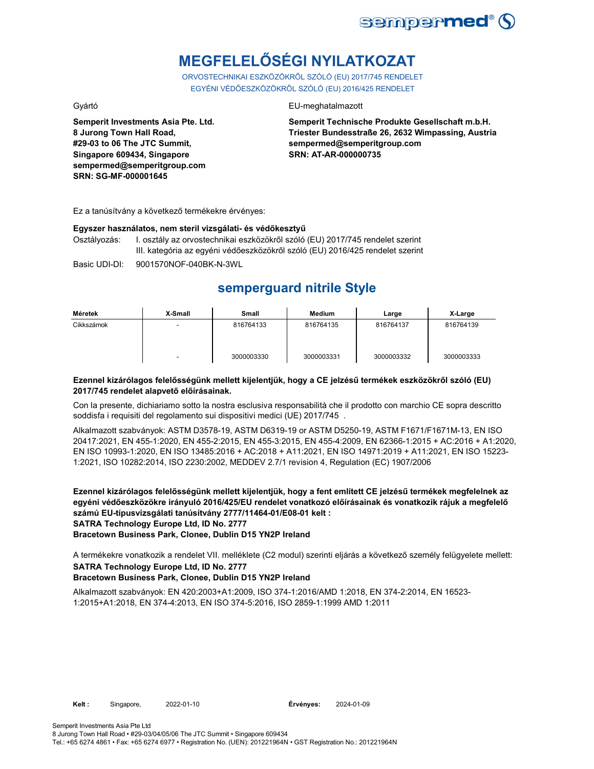# MEGFELELŐSÉGI NYILATKOZAT

ORVOSTECHNIKAI ESZKÖZÖKRŐL SZÓLÓ (EU) 2017/745 RENDELET
EGYÉNI VÉDŐESZKÖZÖKRŐL SZÓLÓ (EU) 2016/425 RENDELET

Gyártó

**Semperit Investments Asia Pte. Ltd.**
**8 Jurong Town Hall Road,**
**#29-03 to 06 The JTC Summit,**
**Singapore 609434, Singapore**
**sempermed@semperitgroup.com**
**SRN: SG-MF-000001645**

EU-meghatalmazott

**Semperit Technische Produkte Gesellschaft m.b.H.**
**Triester Bundesstraße 26, 2632 Wimpassing, Austria**
**sempermed@semperitgroup.com**
**SRN: AT-AR-000000735**

Ez a tanúsítvány a következő termékekre érvényes:

**Egyszer használatos, nem steril vizsgálati- és védőkesztyű**

Osztályozás: I. osztály az orvostechnikai eszközökről szóló (EU) 2017/745 rendelet szerint
III. kategória az egyéni védőeszközökről szóló (EU) 2016/425 rendelet szerint

Basic UDI-DI: 9001570NOF-040BK-N-3WL

## semperguard nitrile Style

| Méretek | X-Small | Small | Medium | Large | X-Large |
|---|---|---|---|---|---|
| Cikkszámok | - | 816764133 | 816764135 | 816764137 | 816764139 |
| | - | 3000003330 | 3000003331 | 3000003332 | 3000003333 |

**Ezennel kizárólagos felelősségünk mellett kijelentjük, hogy a CE jelzésű termékek eszközökről szóló (EU) 2017/745 rendelet alapvető előírásainak.**

Con la presente, dichiariamo sotto la nostra esclusiva responsabilità che il prodotto con marchio CE sopra descritto soddisfa i requisiti del regolamento sui dispositivi medici (UE) 2017/745 .

Alkalmazott szabványok: ASTM D3578-19, ASTM D6319-19 or ASTM D5250-19, ASTM F1671/F1671M-13, EN ISO 20417:2021, EN 455-1:2020, EN 455-2:2015, EN 455-3:2015, EN 455-4:2009, EN 62366-1:2015 + AC:2016 + A1:2020, EN ISO 10993-1:2020, EN ISO 13485:2016 + AC:2018 + A11:2021, EN ISO 14971:2019 + A11:2021, EN ISO 15223-1:2021, ISO 10282:2014, ISO 2230:2002, MEDDEV 2.7/1 revision 4, Regulation (EC) 1907/2006

**Ezennel kizárólagos felelősségünk mellett kijelentjük, hogy a fent említett CE jelzésű termékek megfelelnek az egyéni védőeszközökre irányuló 2016/425/EU rendelet vonatkozó előírásainak és vonatkozik rájuk a megfelelő számú EU-típusvizsgálati tanúsítvány 2777/11464-01/E08-01 kelt :**
**SATRA Technology Europe Ltd, ID No. 2777**
**Bracetown Business Park, Clonee, Dublin D15 YN2P Ireland**

A termékekre vonatkozik a rendelet VII. melléklete (C2 modul) szerinti eljárás a következő személy felügyelete mellett:
**SATRA Technology Europe Ltd, ID No. 2777**
**Bracetown Business Park, Clonee, Dublin D15 YN2P Ireland**

Alkalmazott szabványok: EN 420:2003+A1:2009, ISO 374-1:2016/AMD 1:2018, EN 374-2:2014, EN 16523-1:2015+A1:2018, EN 374-4:2013, EN ISO 374-5:2016, ISO 2859-1:1999 AMD 1:2011

**Kelt :** Singapore, 2022-01-10 **Érvényes:** 2024-01-09

Semperit Investments Asia Pte Ltd
8 Jurong Town Hall Road • #29-03/04/05/06 The JTC Summit • Singapore 609434
Tel.: +65 6274 4861 • Fax: +65 6274 6977 • Registration No. (UEN): 201221964N • GST Registration No.: 201221964N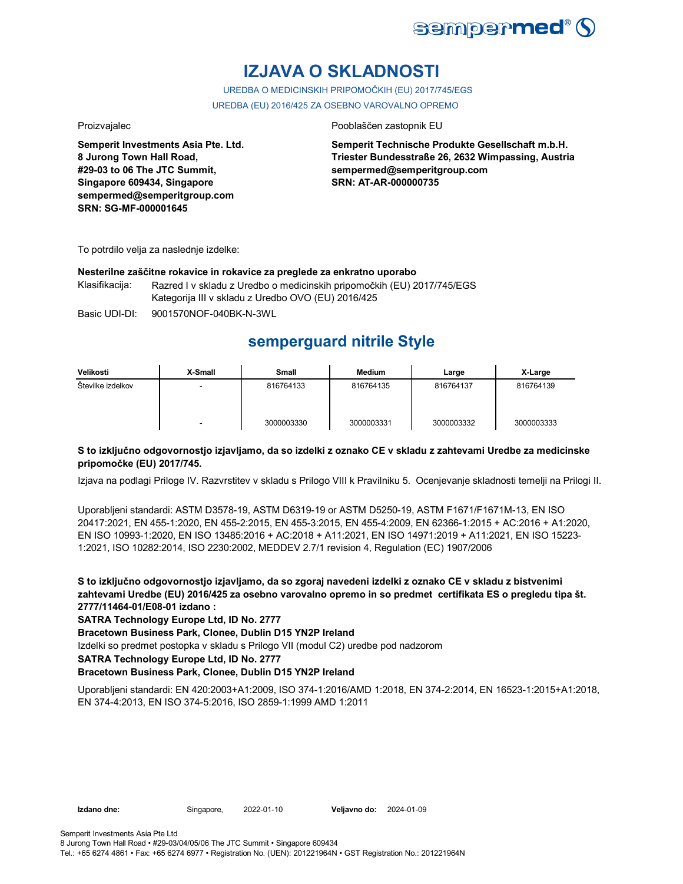# IZJAVA O SKLADNOSTI

UREDBA O MEDICINSKIH PRIPOMOČKIH (EU) 2017/745/EGS

UREDBA (EU) 2016/425 ZA OSEBNO VAROVALNO OPREMO

Proizvajalec

**Semperit Investments Asia Pte. Ltd.**
**8 Jurong Town Hall Road,**
**#29-03 to 06 The JTC Summit,**
**Singapore 609434, Singapore**
**sempermed@semperitgroup.com**
**SRN: SG-MF-000001645**

Pooblaščen zastopnik EU

**Semperit Technische Produkte Gesellschaft m.b.H.**
**Triester Bundesstraße 26, 2632 Wimpassing, Austria**
**sempermed@semperitgroup.com**
**SRN: AT-AR-000000735**

To potrdilo velja za naslednje izdelke:

**Nesterilne zaščitne rokavice in rokavice za preglede za enkratno uporabo**

Klasifikacija: Razred I v skladu z Uredbo o medicinskih pripomočkih (EU) 2017/745/EGS
Kategorija III v skladu z Uredbo OVO (EU) 2016/425

Basic UDI-DI: 9001570NOF-040BK-N-3WL

## semperguard nitrile Style

| Velikosti | X-Small | Small | Medium | Large | X-Large |
|---|---|---|---|---|---|
| Številke izdelkov | - | 816764133 | 816764135 | 816764137 | 816764139 |
| | - | 3000003330 | 3000003331 | 3000003332 | 3000003333 |

**S to izključno odgovornostjo izjavljamo, da so izdelki z oznako CE v skladu z zahtevami Uredbe za medicinske pripomočke (EU) 2017/745.**

Izjava na podlagi Priloge IV. Razvrstitev v skladu s Prilogo VIII k Pravilniku 5. Ocenjevanje skladnosti temelji na Prilogi II.

Uporabljeni standardi: ASTM D3578-19, ASTM D6319-19 or ASTM D5250-19, ASTM F1671/F1671M-13, EN ISO 20417:2021, EN 455-1:2020, EN 455-2:2015, EN 455-3:2015, EN 455-4:2009, EN 62366-1:2015 + AC:2016 + A1:2020, EN ISO 10993-1:2020, EN ISO 13485:2016 + AC:2018 + A11:2021, EN ISO 14971:2019 + A11:2021, EN ISO 15223-1:2021, ISO 10282:2014, ISO 2230:2002, MEDDEV 2.7/1 revision 4, Regulation (EC) 1907/2006

**S to izključno odgovornostjo izjavljamo, da so zgoraj navedeni izdelki z oznako CE v skladu z bistvenimi zahtevami Uredbe (EU) 2016/425 za osebno varovalno opremo in so predmet certifikata ES o pregledu tipa št. 2777/11464-01/E08-01 izdano :**

**SATRA Technology Europe Ltd, ID No. 2777**

**Bracetown Business Park, Clonee, Dublin D15 YN2P Ireland**

Izdelki so predmet postopka v skladu s Prilogo VII (modul C2) uredbe pod nadzorom

**SATRA Technology Europe Ltd, ID No. 2777**

**Bracetown Business Park, Clonee, Dublin D15 YN2P Ireland**

Uporabljeni standardi: EN 420:2003+A1:2009, ISO 374-1:2016/AMD 1:2018, EN 374-2:2014, EN 16523-1:2015+A1:2018, EN 374-4:2013, EN ISO 374-5:2016, ISO 2859-1:1999 AMD 1:2011

**Izdano dne:** Singapore, 2022-01-10 **Veljavno do:** 2024-01-09

Semperit Investments Asia Pte Ltd
8 Jurong Town Hall Road • #29-03/04/05/06 The JTC Summit • Singapore 609434
Tel.: +65 6274 4861 • Fax: +65 6274 6977 • Registration No. (UEN): 201221964N • GST Registration No.: 201221964N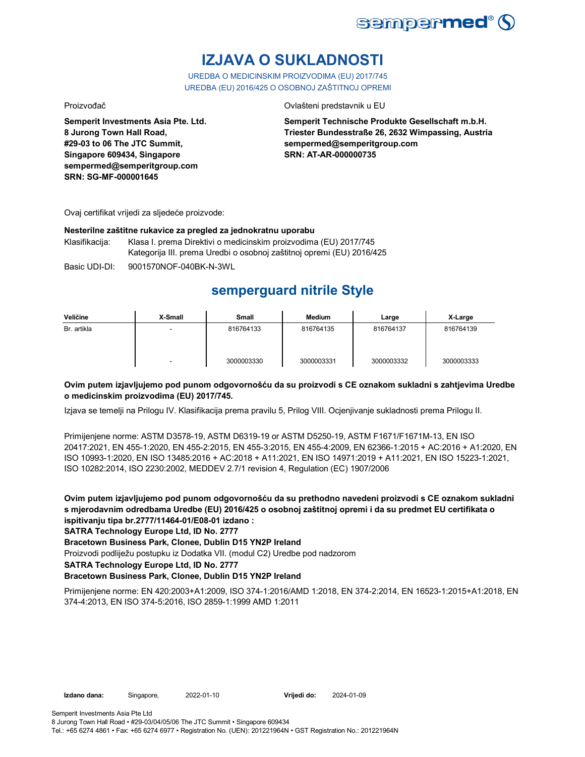# IZJAVA O SUKLADNOSTI

UREDBA O MEDICINSKIM PROIZVODIMA (EU) 2017/745
UREDBA (EU) 2016/425 O OSOBNOJ ZAŠTITNOJ OPREMI

Proizvođač

**Semperit Investments Asia Pte. Ltd.**
**8 Jurong Town Hall Road,**
**#29-03 to 06 The JTC Summit,**
**Singapore 609434, Singapore**
**sempermed@semperitgroup.com**
**SRN: SG-MF-000001645**

Ovlašteni predstavnik u EU

**Semperit Technische Produkte Gesellschaft m.b.H.**
**Triester Bundesstraße 26, 2632 Wimpassing, Austria**
**sempermed@semperitgroup.com**
**SRN: AT-AR-000000735**

Ovaj certifikat vrijedi za sljedeće proizvode:

**Nesterilne zaštitne rukavice za pregled za jednokratnu uporabu**

Klasifikacija: Klasa I. prema Direktivi o medicinskim proizvodima (EU) 2017/745
Kategorija III. prema Uredbi o osobnoj zaštitnoj opremi (EU) 2016/425

Basic UDI-DI: 9001570NOF-040BK-N-3WL

## semperguard nitrile Style

| Veličine | X-Small | Small | Medium | Large | X-Large |
|---|---|---|---|---|---|
| Br. artikla | - | 816764133 | 816764135 | 816764137 | 816764139 |
| | - | 3000003330 | 3000003331 | 3000003332 | 3000003333 |

**Ovim putem izjavljujemo pod punom odgovornošću da su proizvodi s CE oznakom sukladni s zahtjevima Uredbe o medicinskim proizvodima (EU) 2017/745.**

Izjava se temelji na Prilogu IV. Klasifikacija prema pravilu 5, Prilog VIII. Ocjenjivanje sukladnosti prema Prilogu II.

Primijenjene norme: ASTM D3578-19, ASTM D6319-19 or ASTM D5250-19, ASTM F1671/F1671M-13, EN ISO 20417:2021, EN 455-1:2020, EN 455-2:2015, EN 455-3:2015, EN 455-4:2009, EN 62366-1:2015 + AC:2016 + A1:2020, EN ISO 10993-1:2020, EN ISO 13485:2016 + AC:2018 + A11:2021, EN ISO 14971:2019 + A11:2021, EN ISO 15223-1:2021, ISO 10282:2014, ISO 2230:2002, MEDDEV 2.7/1 revision 4, Regulation (EC) 1907/2006

**Ovim putem izjavljujemo pod punom odgovornošću da su prethodno navedeni proizvodi s CE oznakom sukladni s mjerodavnim odredbama Uredbe (EU) 2016/425 o osobnoj zaštitnoj opremi i da su predmet EU certifikata o ispitivanju tipa br.2777/11464-01/E08-01 izdano :**
**SATRA Technology Europe Ltd, ID No. 2777**
**Bracetown Business Park, Clonee, Dublin D15 YN2P Ireland**

Proizvodi podliježu postupku iz Dodatka VII. (modul C2) Uredbe pod nadzorom

**SATRA Technology Europe Ltd, ID No. 2777**
**Bracetown Business Park, Clonee, Dublin D15 YN2P Ireland**

Primijenjene norme: EN 420:2003+A1:2009, ISO 374-1:2016/AMD 1:2018, EN 374-2:2014, EN 16523-1:2015+A1:2018, EN 374-4:2013, EN ISO 374-5:2016, ISO 2859-1:1999 AMD 1:2011

**Izdano dana:** Singapore, 2022-01-10 **Vrijedi do:** 2024-01-09

Semperit Investments Asia Pte Ltd
8 Jurong Town Hall Road • #29-03/04/05/06 The JTC Summit • Singapore 609434
Tel.: +65 6274 4861 • Fax: +65 6274 6977 • Registration No. (UEN): 201221964N • GST Registration No.: 201221964N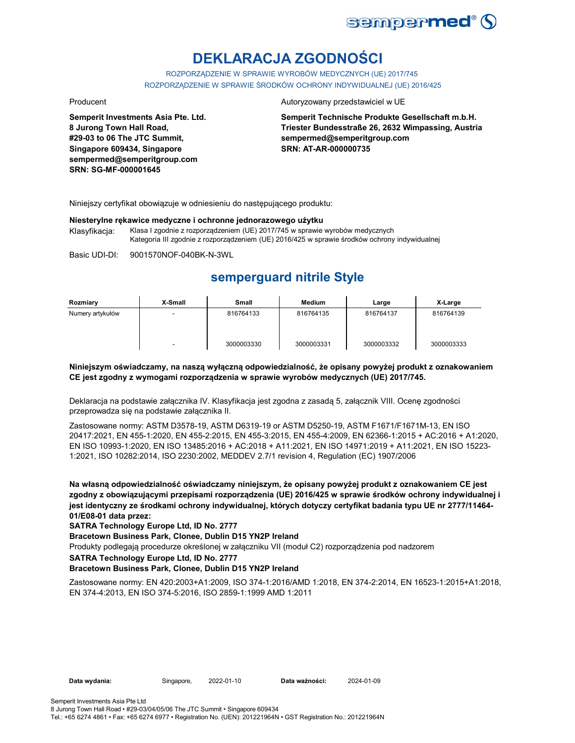# DEKLARACJA ZGODNOŚCI

ROZPORZĄDZENIE W SPRAWIE WYROBÓW MEDYCZNYCH (UE) 2017/745
ROZPORZĄDZENIE W SPRAWIE ŚRODKÓW OCHRONY INDYWIDUALNEJ (UE) 2016/425

Producent

**Semperit Investments Asia Pte. Ltd.**
**8 Jurong Town Hall Road,**
**#29-03 to 06 The JTC Summit,**
**Singapore 609434, Singapore**
**sempermed@semperitgroup.com**
**SRN: SG-MF-000001645**

Autoryzowany przedstawiciel w UE

**Semperit Technische Produkte Gesellschaft m.b.H.**
**Triester Bundesstraße 26, 2632 Wimpassing, Austria**
**sempermed@semperitgroup.com**
**SRN: AT-AR-000000735**

Niniejszy certyfikat obowiązuje w odniesieniu do następującego produktu:

**Niesterylne rękawice medyczne i ochronne jednorazowego użytku**

Klasyfikacja: Klasa I zgodnie z rozporządzeniem (UE) 2017/745 w sprawie wyrobów medycznych
Kategoria III zgodnie z rozporządzeniem (UE) 2016/425 w sprawie środków ochrony indywidualnej

Basic UDI-DI: 9001570NOF-040BK-N-3WL

## semperguard nitrile Style

| Rozmiary | X-Small | Small | Medium | Large | X-Large |
|---|---|---|---|---|---|
| Numery artykułów | - | 816764133 | 816764135 | 816764137 | 816764139 |
| | - | 3000003330 | 3000003331 | 3000003332 | 3000003333 |

**Niniejszym oświadczamy, na naszą wyłączną odpowiedzialność, że opisany powyżej produkt z oznakowaniem CE jest zgodny z wymogami rozporządzenia w sprawie wyrobów medycznych (UE) 2017/745.**

Deklaracja na podstawie załącznika IV. Klasyfikacja jest zgodna z zasadą 5, załącznik VIII. Ocenę zgodności przeprowadza się na podstawie załącznika II.

Zastosowane normy: ASTM D3578-19, ASTM D6319-19 or ASTM D5250-19, ASTM F1671/F1671M-13, EN ISO 20417:2021, EN 455-1:2020, EN 455-2:2015, EN 455-3:2015, EN 455-4:2009, EN 62366-1:2015 + AC:2016 + A1:2020, EN ISO 10993-1:2020, EN ISO 13485:2016 + AC:2018 + A11:2021, EN ISO 14971:2019 + A11:2021, EN ISO 15223-1:2021, ISO 10282:2014, ISO 2230:2002, MEDDEV 2.7/1 revision 4, Regulation (EC) 1907/2006

**Na własną odpowiedzialność oświadczamy niniejszym, że opisany powyżej produkt z oznakowaniem CE jest zgodny z obowiązującymi przepisami rozporządzenia (UE) 2016/425 w sprawie środków ochrony indywidualnej i jest identyczny ze środkami ochrony indywidualnej, których dotyczy certyfikat badania typu UE nr 2777/11464-01/E08-01 data przez:**

**SATRA Technology Europe Ltd, ID No. 2777**

**Bracetown Business Park, Clonee, Dublin D15 YN2P Ireland**

Produkty podlegają procedurze określonej w załączniku VII (moduł C2) rozporządzenia pod nadzorem

**SATRA Technology Europe Ltd, ID No. 2777**

**Bracetown Business Park, Clonee, Dublin D15 YN2P Ireland**

Zastosowane normy: EN 420:2003+A1:2009, ISO 374-1:2016/AMD 1:2018, EN 374-2:2014, EN 16523-1:2015+A1:2018, EN 374-4:2013, EN ISO 374-5:2016, ISO 2859-1:1999 AMD 1:2011

**Data wydania:** Singapore, 2022-01-10 **Data ważności:** 2024-01-09

Semperit Investments Asia Pte Ltd
8 Jurong Town Hall Road • #29-03/04/05/06 The JTC Summit • Singapore 609434
Tel.: +65 6274 4861 • Fax: +65 6274 6977 • Registration No. (UEN): 201221964N • GST Registration No.: 201221964N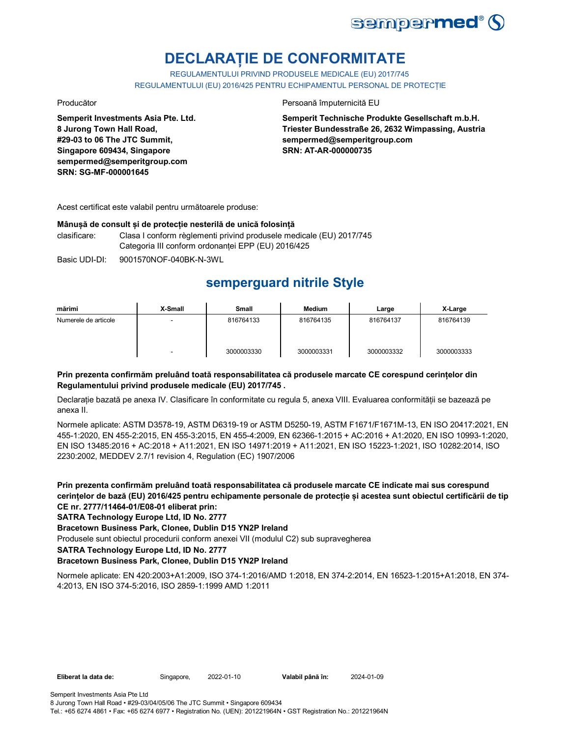# DECLARAȚIE DE CONFORMITATE

REGULAMENTULUI PRIVIND PRODUSELE MEDICALE (EU) 2017/745
REGULAMENTULUI (EU) 2016/425 PENTRU ECHIPAMENTUL PERSONAL DE PROTECȚIE

Producător

**Semperit Investments Asia Pte. Ltd.**
**8 Jurong Town Hall Road,**
**#29-03 to 06 The JTC Summit,**
**Singapore 609434, Singapore**
**sempermed@semperitgroup.com**
**SRN: SG-MF-000001645**

Persoană împuternicită EU

**Semperit Technische Produkte Gesellschaft m.b.H.**
**Triester Bundesstraße 26, 2632 Wimpassing, Austria**
**sempermed@semperitgroup.com**
**SRN: AT-AR-000000735**

Acest certificat este valabil pentru următoarele produse:

**Mânușă de consult și de protecție nesterilă de unică folosință**

clasificare: Clasa I conform règlementi privind produsele medicale (EU) 2017/745
Categoria III conform ordonanței EPP (EU) 2016/425

Basic UDI-DI: 9001570NOF-040BK-N-3WL

## semperguard nitrile Style

| mărimi | X-Small | Small | Medium | Large | X-Large |
|---|---|---|---|---|---|
| Numerele de articole | - | 816764133 | 816764135 | 816764137 | 816764139 |
| | - | 3000003330 | 3000003331 | 3000003332 | 3000003333 |

**Prin prezenta confirmăm preluând toată responsabilitatea că produsele marcate CE corespund cerințelor din Regulamentului privind produsele medicale (EU) 2017/745 .**

Declarație bazată pe anexa IV. Clasificare în conformitate cu regula 5, anexa VIII. Evaluarea conformității se bazează pe anexa II.

Normele aplicate: ASTM D3578-19, ASTM D6319-19 or ASTM D5250-19, ASTM F1671/F1671M-13, EN ISO 20417:2021, EN 455-1:2020, EN 455-2:2015, EN 455-3:2015, EN 455-4:2009, EN 62366-1:2015 + AC:2016 + A1:2020, EN ISO 10993-1:2020, EN ISO 13485:2016 + AC:2018 + A11:2021, EN ISO 14971:2019 + A11:2021, EN ISO 15223-1:2021, ISO 10282:2014, ISO 2230:2002, MEDDEV 2.7/1 revision 4, Regulation (EC) 1907/2006

**Prin prezenta confirmăm preluând toată responsabilitatea că produsele marcate CE indicate mai sus corespund cerințelor de bază (EU) 2016/425 pentru echipamente personale de protecție și acestea sunt obiectul certificării de tip CE nr. 2777/11464-01/E08-01 eliberat prin:**

**SATRA Technology Europe Ltd, ID No. 2777**

**Bracetown Business Park, Clonee, Dublin D15 YN2P Ireland**

Produsele sunt obiectul procedurii conform anexei VII (modulul C2) sub supravegherea

**SATRA Technology Europe Ltd, ID No. 2777**

**Bracetown Business Park, Clonee, Dublin D15 YN2P Ireland**

Normele aplicate: EN 420:2003+A1:2009, ISO 374-1:2016/AMD 1:2018, EN 374-2:2014, EN 16523-1:2015+A1:2018, EN 374-4:2013, EN ISO 374-5:2016, ISO 2859-1:1999 AMD 1:2011

**Eliberat la data de:** Singapore, 2022-01-10 **Valabil până în:** 2024-01-09

Semperit Investments Asia Pte Ltd
8 Jurong Town Hall Road • #29-03/04/05/06 The JTC Summit • Singapore 609434
Tel.: +65 6274 4861 • Fax: +65 6274 6977 • Registration No. (UEN): 201221964N • GST Registration No.: 201221964N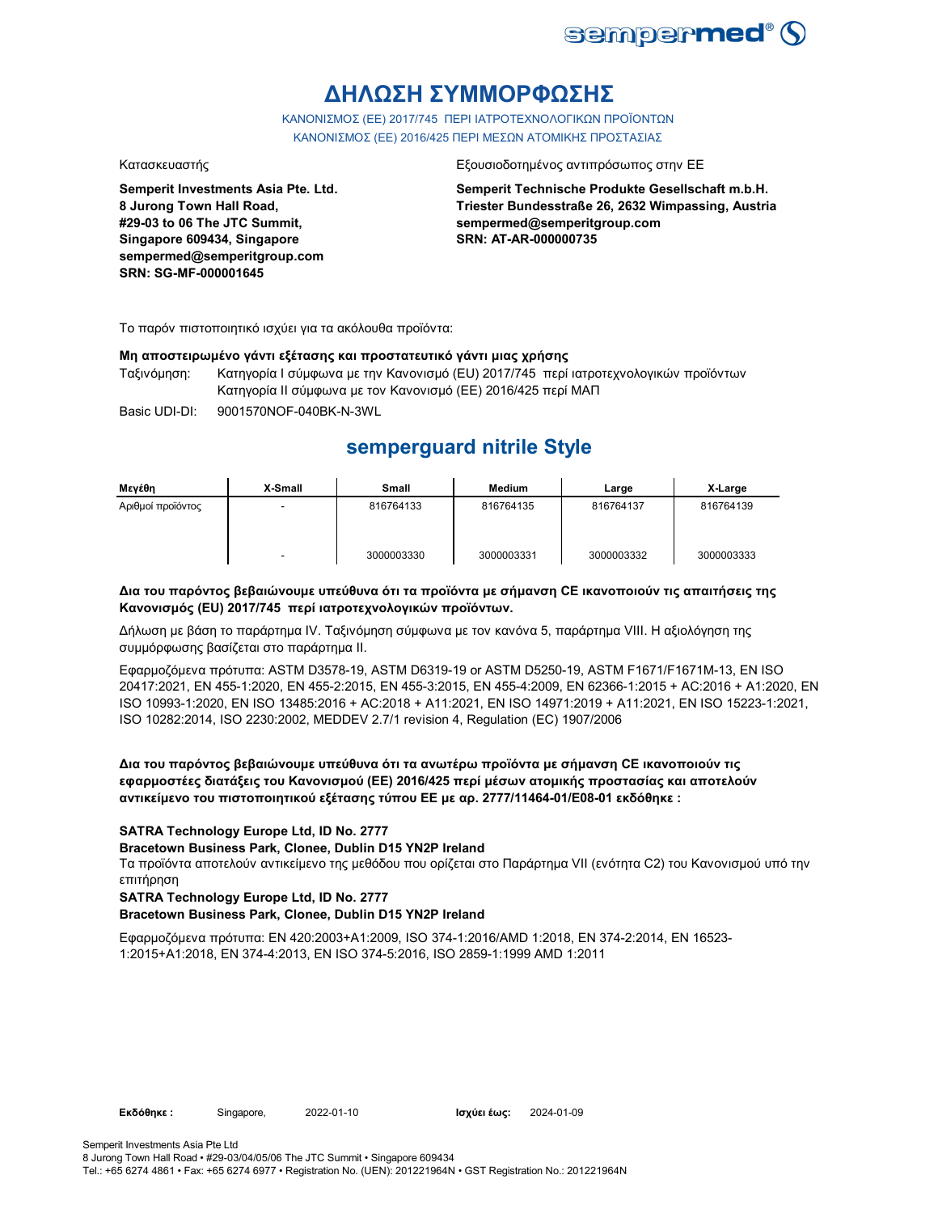# ΔΗΛΩΣΗ ΣΥΜΜΟΡΦΩΣΗΣ

ΚΑΝΟΝΙΣΜΟΣ (ΕΕ) 2017/745 ΠΕΡΙ ΙΑΤΡΟΤΕΧΝΟΛΟΓΙΚΩΝ ΠΡΟΪΟΝΤΩΝ
ΚΑΝΟΝΙΣΜΟΣ (ΕΕ) 2016/425 ΠΕΡΙ ΜΕΣΩΝ ΑΤΟΜΙΚΗΣ ΠΡΟΣΤΑΣΙΑΣ

Κατασκευαστής

**Semperit Investments Asia Pte. Ltd.**
**8 Jurong Town Hall Road,**
**#29-03 to 06 The JTC Summit,**
**Singapore 609434, Singapore**
**sempermed@semperitgroup.com**
**SRN: SG-MF-000001645**

Εξουσιοδοτημένος αντιπρόσωπος στην ΕΕ

**Semperit Technische Produkte Gesellschaft m.b.H.**
**Triester Bundesstraße 26, 2632 Wimpassing, Austria**
**sempermed@semperitgroup.com**
**SRN: AT-AR-000000735**

Το παρόν πιστοποιητικό ισχύει για τα ακόλουθα προϊόντα:

**Μη αποστειρωμένο γάντι εξέτασης και προστατευτικό γάντι μιας χρήσης**

Ταξινόμηση: Κατηγορία I σύμφωνα με την Κανονισμό (EU) 2017/745 περί ιατροτεχνολογικών προϊόντων
Κατηγορία II σύμφωνα με τον Κανονισμό (ΕΕ) 2016/425 περί ΜΑΠ

Basic UDI-DI: 9001570NOF-040BK-N-3WL

## semperguard nitrile Style

| Μεγέθη | X-Small | Small | Medium | Large | X-Large |
|---|---|---|---|---|---|
| Αριθμοί προϊόντος | - | 816764133 | 816764135 | 816764137 | 816764139 |
| | - | 3000003330 | 3000003331 | 3000003332 | 3000003333 |

**Δια του παρόντος βεβαιώνουμε υπεύθυνα ότι τα προϊόντα με σήμανση CE ικανοποιούν τις απαιτήσεις της Κανονισμός (EU) 2017/745 περί ιατροτεχνολογικών προϊόντων.**

Δήλωση με βάση το παράρτημα IV. Ταξινόμηση σύμφωνα με τον κανόνα 5, παράρτημα VIII. Η αξιολόγηση της συμμόρφωσης βασίζεται στο παράρτημα II.

Εφαρμοζόμενα πρότυπα: ASTM D3578-19, ASTM D6319-19 or ASTM D5250-19, ASTM F1671/F1671M-13, EN ISO 20417:2021, EN 455-1:2020, EN 455-2:2015, EN 455-3:2015, EN 455-4:2009, EN 62366-1:2015 + AC:2016 + A1:2020, EN ISO 10993-1:2020, EN ISO 13485:2016 + AC:2018 + A11:2021, EN ISO 14971:2019 + A11:2021, EN ISO 15223-1:2021, ISO 10282:2014, ISO 2230:2002, MEDDEV 2.7/1 revision 4, Regulation (EC) 1907/2006

**Δια του παρόντος βεβαιώνουμε υπεύθυνα ότι τα ανωτέρω προϊόντα με σήμανση CE ικανοποιούν τις εφαρμοστέες διατάξεις του Κανονισμού (ΕΕ) 2016/425 περί μέσων ατομικής προστασίας και αποτελούν αντικείμενο του πιστοποιητικού εξέτασης τύπου ΕΕ με αρ. 2777/11464-01/E08-01 εκδόθηκε :**

**SATRA Technology Europe Ltd, ID No. 2777**
**Bracetown Business Park, Clonee, Dublin D15 YN2P Ireland**

Τα προϊόντα αποτελούν αντικείμενο της μεθόδου που ορίζεται στο Παράρτημα VII (ενότητα C2) του Κανονισμού υπό την επιτήρηση

**SATRA Technology Europe Ltd, ID No. 2777**
**Bracetown Business Park, Clonee, Dublin D15 YN2P Ireland**

Εφαρμοζόμενα πρότυπα: EN 420:2003+A1:2009, ISO 374-1:2016/AMD 1:2018, EN 374-2:2014, EN 16523-1:2015+A1:2018, EN 374-4:2013, EN ISO 374-5:2016, ISO 2859-1:1999 AMD 1:2011

**Εκδόθηκε :** Singapore, 2022-01-10 **Ισχύει έως:** 2024-01-09

Semperit Investments Asia Pte Ltd
8 Jurong Town Hall Road • #29-03/04/05/06 The JTC Summit • Singapore 609434
Tel.: +65 6274 4861 • Fax: +65 6274 6977 • Registration No. (UEN): 201221964N • GST Registration No.: 201221964N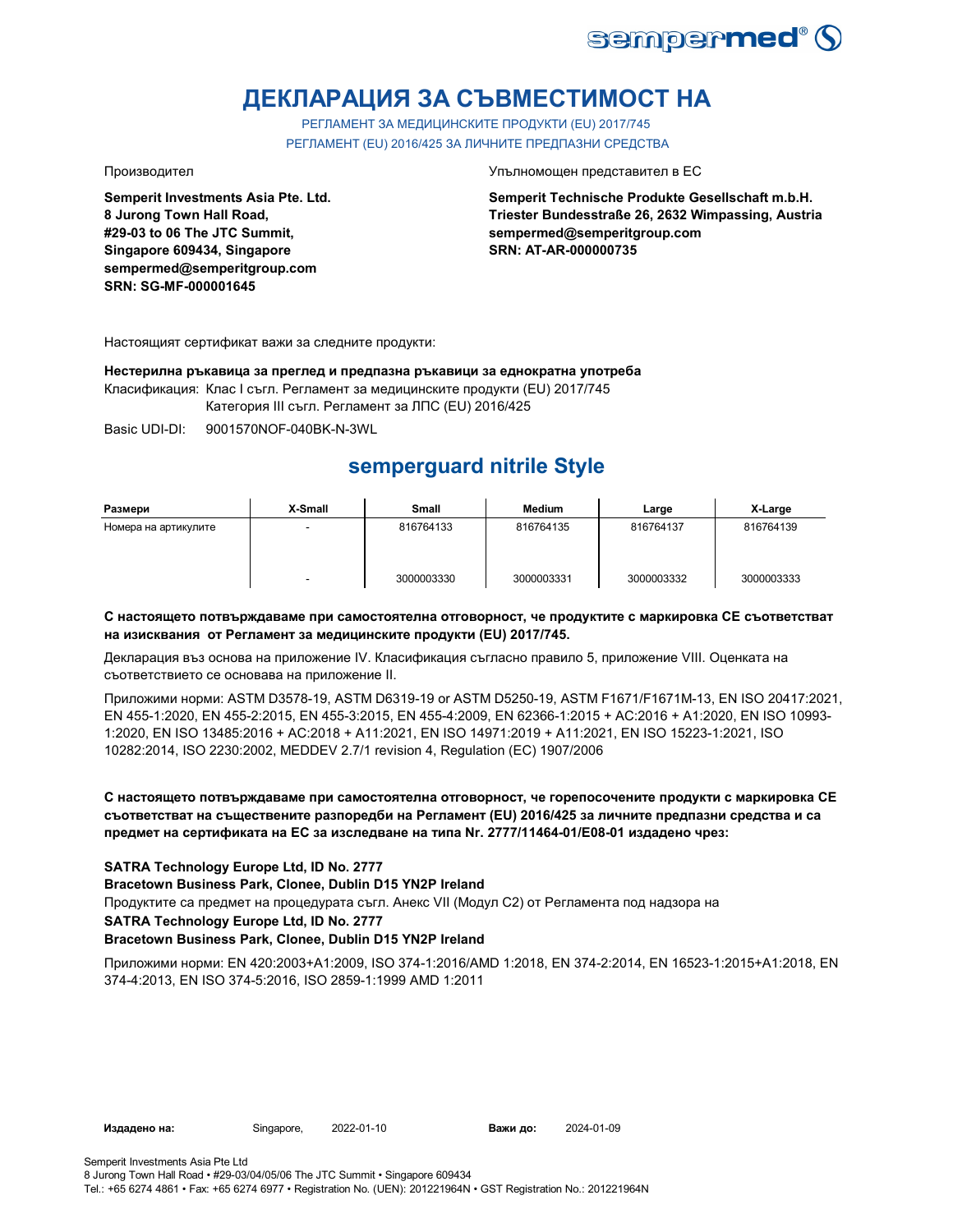# ДЕКЛАРАЦИЯ ЗА СЪВМЕСТИМОСТ НА

РЕГЛАМЕНТ ЗА МЕДИЦИНСКИТЕ ПРОДУКТИ (EU) 2017/745

РЕГЛАМЕНТ (EU) 2016/425 ЗА ЛИЧНИТЕ ПРЕДПАЗНИ СРЕДСТВА

Производител

**Semperit Investments Asia Pte. Ltd.**
**8 Jurong Town Hall Road,**
**#29-03 to 06 The JTC Summit,**
**Singapore 609434, Singapore**
**sempermed@semperitgroup.com**
**SRN: SG-MF-000001645**

Упълномощен представител в ЕС

**Semperit Technische Produkte Gesellschaft m.b.H.**
**Triester Bundesstraße 26, 2632 Wimpassing, Austria**
**sempermed@semperitgroup.com**
**SRN: AT-AR-000000735**

Настоящият сертификат важи за следните продукти:

**Нестерилна ръкавица за преглед и предпазна ръкавици за еднократна употреба**

Класификация: Клас I съгл. Регламент за медицинските продукти (EU) 2017/745
Категория III съгл. Регламент за ЛПС (EU) 2016/425

Basic UDI-DI: 9001570NOF-040BK-N-3WL

## semperguard nitrile Style

| Размери | X-Small | Small | Medium | Large | X-Large |
|---|---|---|---|---|---|
| Номера на артикулите | - | 816764133 | 816764135 | 816764137 | 816764139 |
| | - | 3000003330 | 3000003331 | 3000003332 | 3000003333 |

**С настоящето потвърждаваме при самостоятелна отговорност, че продуктите с маркировка СЕ съответстват на изисквания от Регламент за медицинските продукти (EU) 2017/745.**

Декларация въз основа на приложение IV. Класификация съгласно правило 5, приложение VIII. Оценката на съответствието се основава на приложение II.

Приложими норми: ASTM D3578-19, ASTM D6319-19 or ASTM D5250-19, ASTM F1671/F1671M-13, EN ISO 20417:2021, EN 455-1:2020, EN 455-2:2015, EN 455-3:2015, EN 455-4:2009, EN 62366-1:2015 + AC:2016 + A1:2020, EN ISO 10993-1:2020, EN ISO 13485:2016 + AC:2018 + A11:2021, EN ISO 14971:2019 + A11:2021, EN ISO 15223-1:2021, ISO 10282:2014, ISO 2230:2002, MEDDEV 2.7/1 revision 4, Regulation (EC) 1907/2006

**С настоящето потвърждаваме при самостоятелна отговорност, че горепосочените продукти с маркировка СЕ съответстват на съществените разпоредби на Регламент (EU) 2016/425 за личните предпазни средства и са предмет на сертификата на ЕС за изследване на типа Nr. 2777/11464-01/E08-01 издадено чрез:**

**SATRA Technology Europe Ltd, ID No. 2777**
**Bracetown Business Park, Clonee, Dublin D15 YN2P Ireland**

Продуктите са предмет на процедурата съгл. Анекс VII (Модул С2) от Регламента под надзора на

**SATRA Technology Europe Ltd, ID No. 2777**
**Bracetown Business Park, Clonee, Dublin D15 YN2P Ireland**

Приложими норми: EN 420:2003+A1:2009, ISO 374-1:2016/AMD 1:2018, EN 374-2:2014, EN 16523-1:2015+A1:2018, EN 374-4:2013, EN ISO 374-5:2016, ISO 2859-1:1999 AMD 1:2011

**Издадено на:** Singapore, 2022-01-10 **Важи до:** 2024-01-09

Semperit Investments Asia Pte Ltd
8 Jurong Town Hall Road • #29-03/04/05/06 The JTC Summit • Singapore 609434
Tel.: +65 6274 4861 • Fax: +65 6274 6977 • Registration No. (UEN): 201221964N • GST Registration No.: 201221964N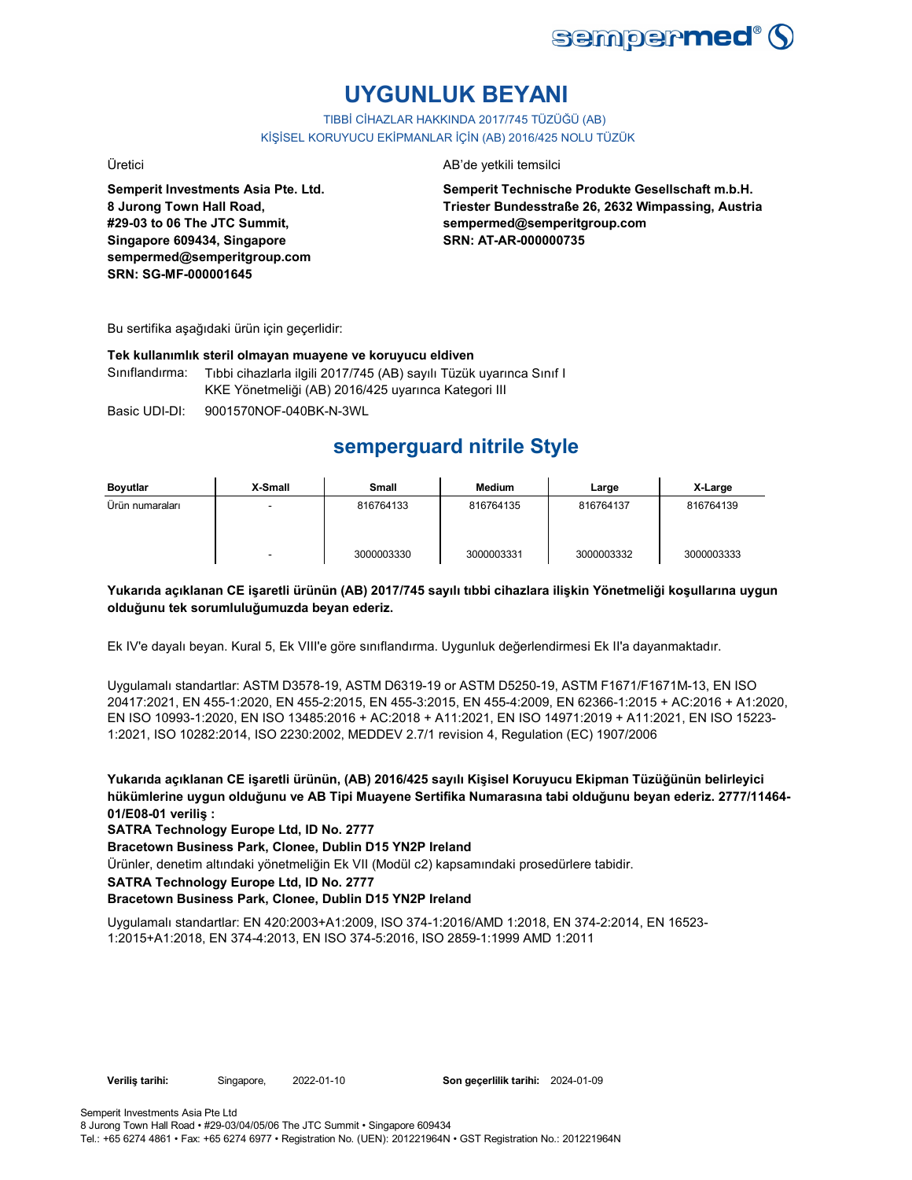# UYGUNLUK BEYANI

TIBBİ CİHAZLAR HAKKINDA 2017/745 TÜZÜĞÜ (AB)
KİŞİSEL KORUYUCU EKİPMANLAR İÇİN (AB) 2016/425 NOLU TÜZÜK

Üretici

**Semperit Investments Asia Pte. Ltd.**
**8 Jurong Town Hall Road,**
**#29-03 to 06 The JTC Summit,**
**Singapore 609434, Singapore**
**sempermed@semperitgroup.com**
**SRN: SG-MF-000001645**

AB'de yetkili temsilci

**Semperit Technische Produkte Gesellschaft m.b.H.**
**Triester Bundesstraße 26, 2632 Wimpassing, Austria**
**sempermed@semperitgroup.com**
**SRN: AT-AR-000000735**

Bu sertifika aşağıdaki ürün için geçerlidir:

**Tek kullanımlık steril olmayan muayene ve koruyucu eldiven**

Sınıflandırma: Tıbbi cihazlarla ilgili 2017/745 (AB) sayılı Tüzük uyarınca Sınıf I
KKE Yönetmeliği (AB) 2016/425 uyarınca Kategori III

Basic UDI-DI: 9001570NOF-040BK-N-3WL

## semperguard nitrile Style

| Boyutlar | X-Small | Small | Medium | Large | X-Large |
|---|---|---|---|---|---|
| Ürün numaraları | - | 816764133 | 816764135 | 816764137 | 816764139 |
| | - | 3000003330 | 3000003331 | 3000003332 | 3000003333 |

**Yukarıda açıklanan CE işaretli ürünün (AB) 2017/745 sayılı tıbbi cihazlara ilişkin Yönetmeliği koşullarına uygun olduğunu tek sorumluluğumuzda beyan ederiz.**

Ek IV'e dayalı beyan. Kural 5, Ek VIII'e göre sınıflandırma. Uygunluk değerlendirmesi Ek II'a dayanmaktadır.

Uygulamalı standartlar: ASTM D3578-19, ASTM D6319-19 or ASTM D5250-19, ASTM F1671/F1671M-13, EN ISO 20417:2021, EN 455-1:2020, EN 455-2:2015, EN 455-3:2015, EN 455-4:2009, EN 62366-1:2015 + AC:2016 + A1:2020, EN ISO 10993-1:2020, EN ISO 13485:2016 + AC:2018 + A11:2021, EN ISO 14971:2019 + A11:2021, EN ISO 15223-1:2021, ISO 10282:2014, ISO 2230:2002, MEDDEV 2.7/1 revision 4, Regulation (EC) 1907/2006

**Yukarıda açıklanan CE işaretli ürünün, (AB) 2016/425 sayılı Kişisel Koruyucu Ekipman Tüzüğünün belirleyici hükümlerine uygun olduğunu ve AB Tipi Muayene Sertifika Numarasına tabi olduğunu beyan ederiz. 2777/11464-01/E08-01 veriliş :**

**SATRA Technology Europe Ltd, ID No. 2777**

**Bracetown Business Park, Clonee, Dublin D15 YN2P Ireland**

Ürünler, denetim altındaki yönetmeliğin Ek VII (Modül c2) kapsamındaki prosedürlere tabidir.

**SATRA Technology Europe Ltd, ID No. 2777**

**Bracetown Business Park, Clonee, Dublin D15 YN2P Ireland**

Uygulamalı standartlar: EN 420:2003+A1:2009, ISO 374-1:2016/AMD 1:2018, EN 374-2:2014, EN 16523-1:2015+A1:2018, EN 374-4:2013, EN ISO 374-5:2016, ISO 2859-1:1999 AMD 1:2011

**Veriliş tarihi:** Singapore, 2022-01-10 **Son geçerlilik tarihi:** 2024-01-09

Semperit Investments Asia Pte Ltd
8 Jurong Town Hall Road • #29-03/04/05/06 The JTC Summit • Singapore 609434
Tel.: +65 6274 4861 • Fax: +65 6274 6977 • Registration No. (UEN): 201221964N • GST Registration No.: 201221964N